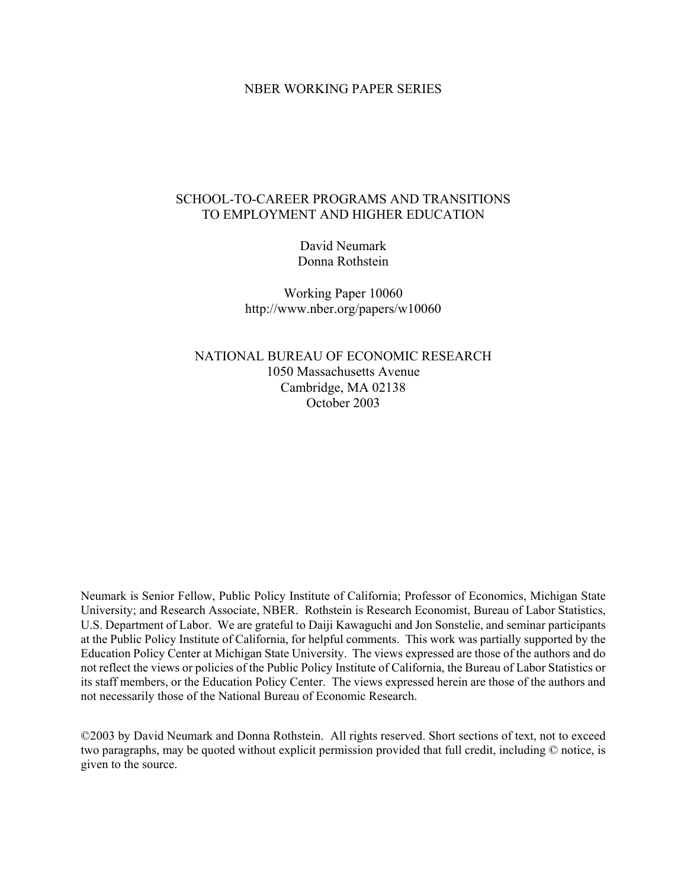NBER WORKING PAPER SERIES

# SCHOOL-TO-CAREER PROGRAMS AND TRANSITIONS TO EMPLOYMENT AND HIGHER EDUCATION

David Neumark
Donna Rothstein

Working Paper 10060
http://www.nber.org/papers/w10060

NATIONAL BUREAU OF ECONOMIC RESEARCH
1050 Massachusetts Avenue
Cambridge, MA 02138
October 2003

Neumark is Senior Fellow, Public Policy Institute of California; Professor of Economics, Michigan State University; and Research Associate, NBER. Rothstein is Research Economist, Bureau of Labor Statistics, U.S. Department of Labor. We are grateful to Daiji Kawaguchi and Jon Sonstelie, and seminar participants at the Public Policy Institute of California, for helpful comments. This work was partially supported by the Education Policy Center at Michigan State University. The views expressed are those of the authors and do not reflect the views or policies of the Public Policy Institute of California, the Bureau of Labor Statistics or its staff members, or the Education Policy Center. The views expressed herein are those of the authors and not necessarily those of the National Bureau of Economic Research.

©2003 by David Neumark and Donna Rothstein. All rights reserved. Short sections of text, not to exceed two paragraphs, may be quoted without explicit permission provided that full credit, including © notice, is given to the source.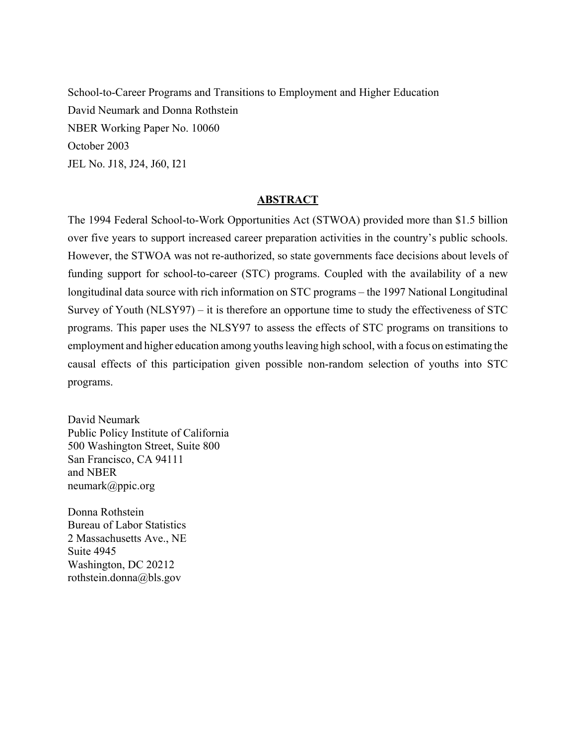School-to-Career Programs and Transitions to Employment and Higher Education
David Neumark and Donna Rothstein
NBER Working Paper No. 10060
October 2003
JEL No. J18, J24, J60, I21

## ABSTRACT

The 1994 Federal School-to-Work Opportunities Act (STWOA) provided more than $1.5 billion over five years to support increased career preparation activities in the country's public schools. However, the STWOA was not re-authorized, so state governments face decisions about levels of funding support for school-to-career (STC) programs. Coupled with the availability of a new longitudinal data source with rich information on STC programs – the 1997 National Longitudinal Survey of Youth (NLSY97) – it is therefore an opportune time to study the effectiveness of STC programs. This paper uses the NLSY97 to assess the effects of STC programs on transitions to employment and higher education among youths leaving high school, with a focus on estimating the causal effects of this participation given possible non-random selection of youths into STC programs.

David Neumark
Public Policy Institute of California
500 Washington Street, Suite 800
San Francisco, CA 94111
and NBER
neumark@ppic.org

Donna Rothstein
Bureau of Labor Statistics
2 Massachusetts Ave., NE
Suite 4945
Washington, DC 20212
rothstein.donna@bls.gov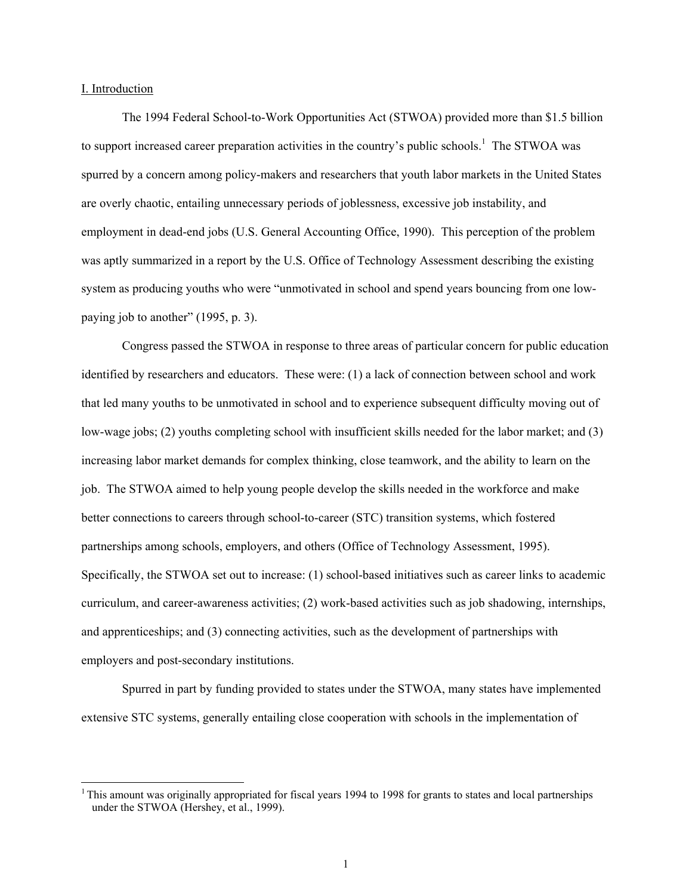## I. Introduction

The 1994 Federal School-to-Work Opportunities Act (STWOA) provided more than $1.5 billion to support increased career preparation activities in the country's public schools.[1] The STWOA was spurred by a concern among policy-makers and researchers that youth labor markets in the United States are overly chaotic, entailing unnecessary periods of joblessness, excessive job instability, and employment in dead-end jobs (U.S. General Accounting Office, 1990). This perception of the problem was aptly summarized in a report by the U.S. Office of Technology Assessment describing the existing system as producing youths who were "unmotivated in school and spend years bouncing from one low-paying job to another" (1995, p. 3).

Congress passed the STWOA in response to three areas of particular concern for public education identified by researchers and educators. These were: (1) a lack of connection between school and work that led many youths to be unmotivated in school and to experience subsequent difficulty moving out of low-wage jobs; (2) youths completing school with insufficient skills needed for the labor market; and (3) increasing labor market demands for complex thinking, close teamwork, and the ability to learn on the job. The STWOA aimed to help young people develop the skills needed in the workforce and make better connections to careers through school-to-career (STC) transition systems, which fostered partnerships among schools, employers, and others (Office of Technology Assessment, 1995). Specifically, the STWOA set out to increase: (1) school-based initiatives such as career links to academic curriculum, and career-awareness activities; (2) work-based activities such as job shadowing, internships, and apprenticeships; and (3) connecting activities, such as the development of partnerships with employers and post-secondary institutions.

Spurred in part by funding provided to states under the STWOA, many states have implemented extensive STC systems, generally entailing close cooperation with schools in the implementation of

---

[1] This amount was originally appropriated for fiscal years 1994 to 1998 for grants to states and local partnerships under the STWOA (Hershey, et al., 1999).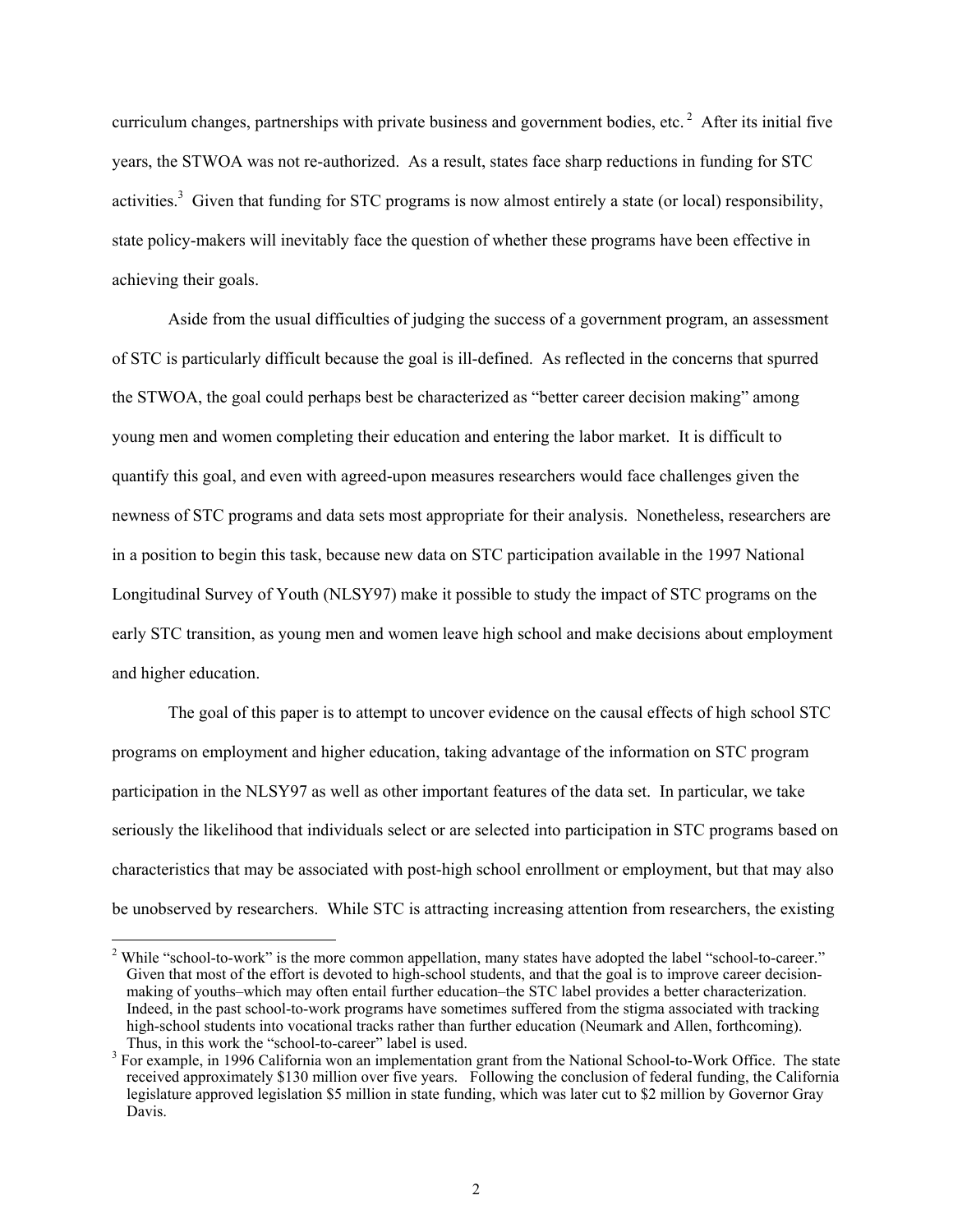curriculum changes, partnerships with private business and government bodies, etc.[2] After its initial five years, the STWOA was not re-authorized. As a result, states face sharp reductions in funding for STC activities.[3] Given that funding for STC programs is now almost entirely a state (or local) responsibility, state policy-makers will inevitably face the question of whether these programs have been effective in achieving their goals.

Aside from the usual difficulties of judging the success of a government program, an assessment of STC is particularly difficult because the goal is ill-defined. As reflected in the concerns that spurred the STWOA, the goal could perhaps best be characterized as "better career decision making" among young men and women completing their education and entering the labor market. It is difficult to quantify this goal, and even with agreed-upon measures researchers would face challenges given the newness of STC programs and data sets most appropriate for their analysis. Nonetheless, researchers are in a position to begin this task, because new data on STC participation available in the 1997 National Longitudinal Survey of Youth (NLSY97) make it possible to study the impact of STC programs on the early STC transition, as young men and women leave high school and make decisions about employment and higher education.

The goal of this paper is to attempt to uncover evidence on the causal effects of high school STC programs on employment and higher education, taking advantage of the information on STC program participation in the NLSY97 as well as other important features of the data set. In particular, we take seriously the likelihood that individuals select or are selected into participation in STC programs based on characteristics that may be associated with post-high school enrollment or employment, but that may also be unobserved by researchers. While STC is attracting increasing attention from researchers, the existing

[2] While "school-to-work" is the more common appellation, many states have adopted the label "school-to-career." Given that most of the effort is devoted to high-school students, and that the goal is to improve career decision-making of youths–which may often entail further education–the STC label provides a better characterization. Indeed, in the past school-to-work programs have sometimes suffered from the stigma associated with tracking high-school students into vocational tracks rather than further education (Neumark and Allen, forthcoming). Thus, in this work the "school-to-career" label is used.

[3] For example, in 1996 California won an implementation grant from the National School-to-Work Office. The state received approximately \$130 million over five years. Following the conclusion of federal funding, the California legislature approved legislation \$5 million in state funding, which was later cut to \$2 million by Governor Gray Davis.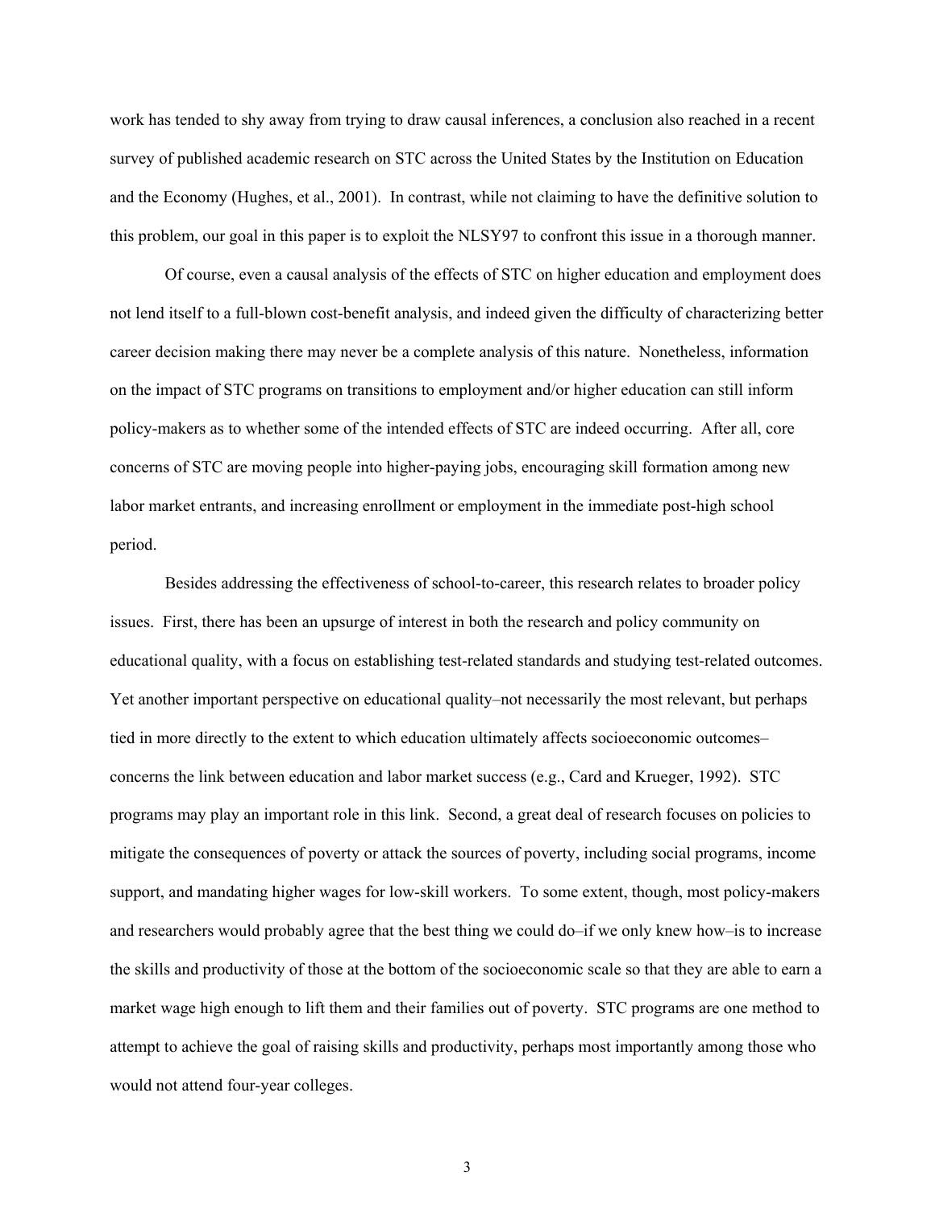work has tended to shy away from trying to draw causal inferences, a conclusion also reached in a recent survey of published academic research on STC across the United States by the Institution on Education and the Economy (Hughes, et al., 2001). In contrast, while not claiming to have the definitive solution to this problem, our goal in this paper is to exploit the NLSY97 to confront this issue in a thorough manner.

Of course, even a causal analysis of the effects of STC on higher education and employment does not lend itself to a full-blown cost-benefit analysis, and indeed given the difficulty of characterizing better career decision making there may never be a complete analysis of this nature. Nonetheless, information on the impact of STC programs on transitions to employment and/or higher education can still inform policy-makers as to whether some of the intended effects of STC are indeed occurring. After all, core concerns of STC are moving people into higher-paying jobs, encouraging skill formation among new labor market entrants, and increasing enrollment or employment in the immediate post-high school period.

Besides addressing the effectiveness of school-to-career, this research relates to broader policy issues. First, there has been an upsurge of interest in both the research and policy community on educational quality, with a focus on establishing test-related standards and studying test-related outcomes. Yet another important perspective on educational quality–not necessarily the most relevant, but perhaps tied in more directly to the extent to which education ultimately affects socioeconomic outcomes–concerns the link between education and labor market success (e.g., Card and Krueger, 1992). STC programs may play an important role in this link. Second, a great deal of research focuses on policies to mitigate the consequences of poverty or attack the sources of poverty, including social programs, income support, and mandating higher wages for low-skill workers. To some extent, though, most policy-makers and researchers would probably agree that the best thing we could do–if we only knew how–is to increase the skills and productivity of those at the bottom of the socioeconomic scale so that they are able to earn a market wage high enough to lift them and their families out of poverty. STC programs are one method to attempt to achieve the goal of raising skills and productivity, perhaps most importantly among those who would not attend four-year colleges.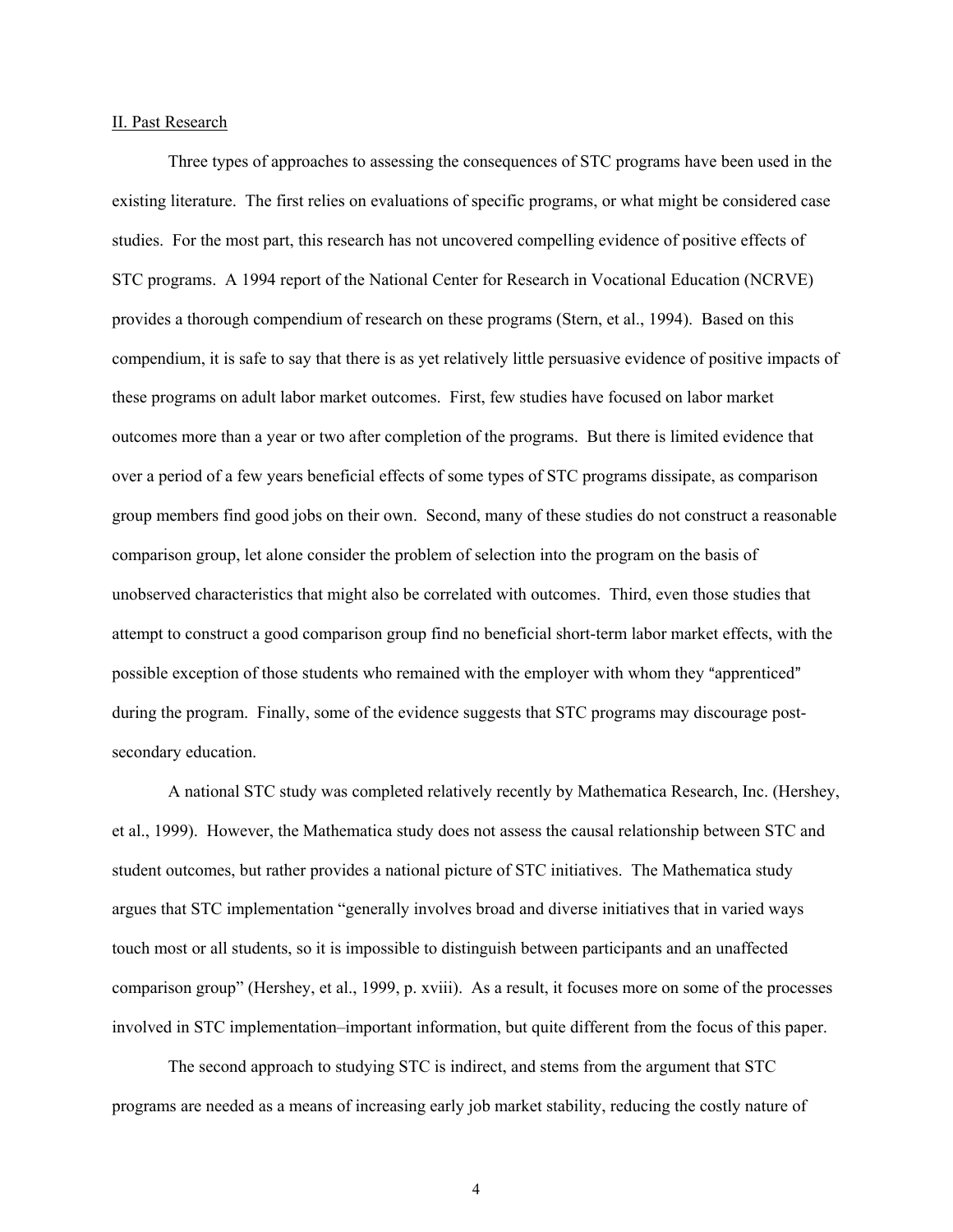## II. Past Research

Three types of approaches to assessing the consequences of STC programs have been used in the existing literature. The first relies on evaluations of specific programs, or what might be considered case studies. For the most part, this research has not uncovered compelling evidence of positive effects of STC programs. A 1994 report of the National Center for Research in Vocational Education (NCRVE) provides a thorough compendium of research on these programs (Stern, et al., 1994). Based on this compendium, it is safe to say that there is as yet relatively little persuasive evidence of positive impacts of these programs on adult labor market outcomes. First, few studies have focused on labor market outcomes more than a year or two after completion of the programs. But there is limited evidence that over a period of a few years beneficial effects of some types of STC programs dissipate, as comparison group members find good jobs on their own. Second, many of these studies do not construct a reasonable comparison group, let alone consider the problem of selection into the program on the basis of unobserved characteristics that might also be correlated with outcomes. Third, even those studies that attempt to construct a good comparison group find no beneficial short-term labor market effects, with the possible exception of those students who remained with the employer with whom they "apprenticed" during the program. Finally, some of the evidence suggests that STC programs may discourage post-secondary education.

A national STC study was completed relatively recently by Mathematica Research, Inc. (Hershey, et al., 1999). However, the Mathematica study does not assess the causal relationship between STC and student outcomes, but rather provides a national picture of STC initiatives. The Mathematica study argues that STC implementation "generally involves broad and diverse initiatives that in varied ways touch most or all students, so it is impossible to distinguish between participants and an unaffected comparison group" (Hershey, et al., 1999, p. xviii). As a result, it focuses more on some of the processes involved in STC implementation–important information, but quite different from the focus of this paper.

The second approach to studying STC is indirect, and stems from the argument that STC programs are needed as a means of increasing early job market stability, reducing the costly nature of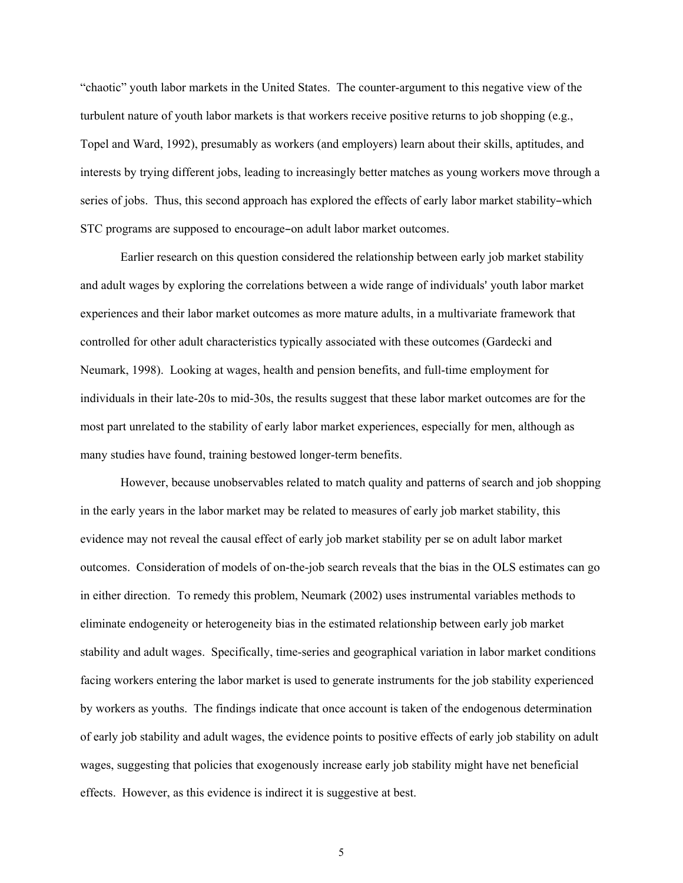"chaotic" youth labor markets in the United States. The counter-argument to this negative view of the turbulent nature of youth labor markets is that workers receive positive returns to job shopping (e.g., Topel and Ward, 1992), presumably as workers (and employers) learn about their skills, aptitudes, and interests by trying different jobs, leading to increasingly better matches as young workers move through a series of jobs. Thus, this second approach has explored the effects of early labor market stability–which STC programs are supposed to encourage–on adult labor market outcomes.

Earlier research on this question considered the relationship between early job market stability and adult wages by exploring the correlations between a wide range of individuals' youth labor market experiences and their labor market outcomes as more mature adults, in a multivariate framework that controlled for other adult characteristics typically associated with these outcomes (Gardecki and Neumark, 1998). Looking at wages, health and pension benefits, and full-time employment for individuals in their late-20s to mid-30s, the results suggest that these labor market outcomes are for the most part unrelated to the stability of early labor market experiences, especially for men, although as many studies have found, training bestowed longer-term benefits.

However, because unobservables related to match quality and patterns of search and job shopping in the early years in the labor market may be related to measures of early job market stability, this evidence may not reveal the causal effect of early job market stability per se on adult labor market outcomes. Consideration of models of on-the-job search reveals that the bias in the OLS estimates can go in either direction. To remedy this problem, Neumark (2002) uses instrumental variables methods to eliminate endogeneity or heterogeneity bias in the estimated relationship between early job market stability and adult wages. Specifically, time-series and geographical variation in labor market conditions facing workers entering the labor market is used to generate instruments for the job stability experienced by workers as youths. The findings indicate that once account is taken of the endogenous determination of early job stability and adult wages, the evidence points to positive effects of early job stability on adult wages, suggesting that policies that exogenously increase early job stability might have net beneficial effects. However, as this evidence is indirect it is suggestive at best.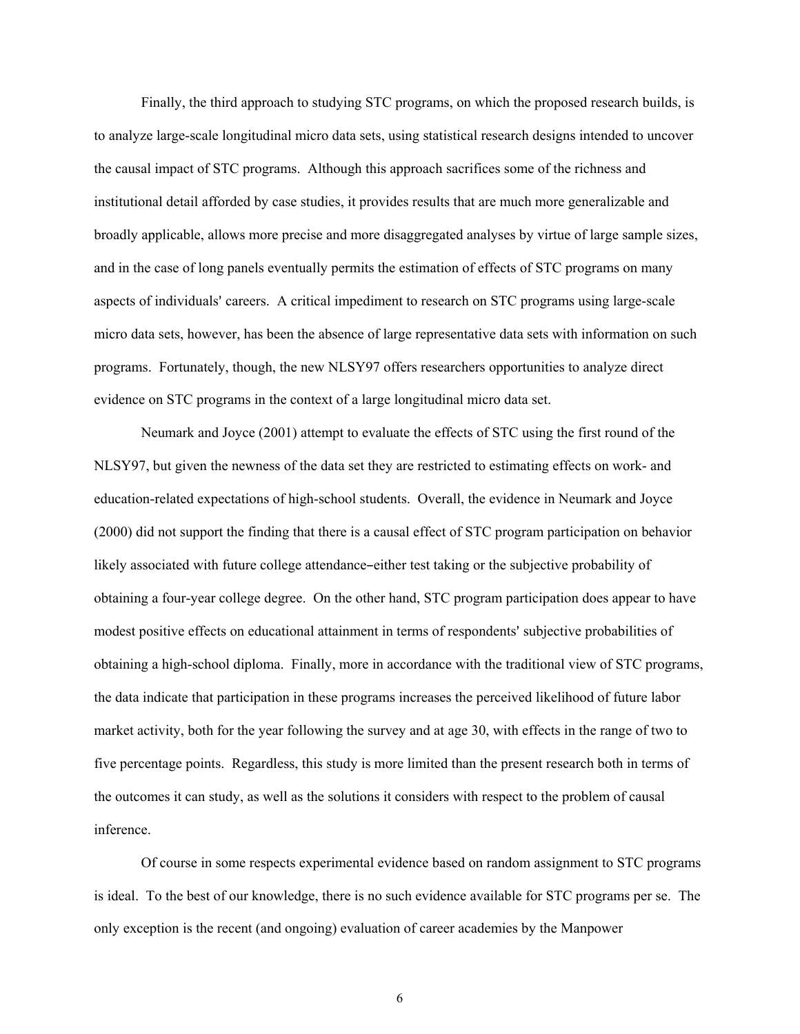Finally, the third approach to studying STC programs, on which the proposed research builds, is to analyze large-scale longitudinal micro data sets, using statistical research designs intended to uncover the causal impact of STC programs. Although this approach sacrifices some of the richness and institutional detail afforded by case studies, it provides results that are much more generalizable and broadly applicable, allows more precise and more disaggregated analyses by virtue of large sample sizes, and in the case of long panels eventually permits the estimation of effects of STC programs on many aspects of individuals' careers. A critical impediment to research on STC programs using large-scale micro data sets, however, has been the absence of large representative data sets with information on such programs. Fortunately, though, the new NLSY97 offers researchers opportunities to analyze direct evidence on STC programs in the context of a large longitudinal micro data set.

Neumark and Joyce (2001) attempt to evaluate the effects of STC using the first round of the NLSY97, but given the newness of the data set they are restricted to estimating effects on work- and education-related expectations of high-school students. Overall, the evidence in Neumark and Joyce (2000) did not support the finding that there is a causal effect of STC program participation on behavior likely associated with future college attendance–either test taking or the subjective probability of obtaining a four-year college degree. On the other hand, STC program participation does appear to have modest positive effects on educational attainment in terms of respondents' subjective probabilities of obtaining a high-school diploma. Finally, more in accordance with the traditional view of STC programs, the data indicate that participation in these programs increases the perceived likelihood of future labor market activity, both for the year following the survey and at age 30, with effects in the range of two to five percentage points. Regardless, this study is more limited than the present research both in terms of the outcomes it can study, as well as the solutions it considers with respect to the problem of causal inference.

Of course in some respects experimental evidence based on random assignment to STC programs is ideal. To the best of our knowledge, there is no such evidence available for STC programs per se. The only exception is the recent (and ongoing) evaluation of career academies by the Manpower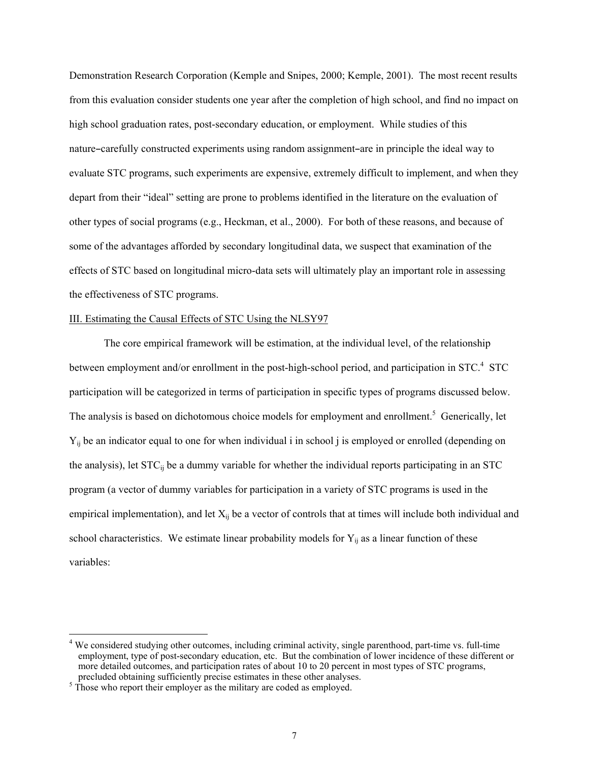Demonstration Research Corporation (Kemple and Snipes, 2000; Kemple, 2001). The most recent results from this evaluation consider students one year after the completion of high school, and find no impact on high school graduation rates, post-secondary education, or employment. While studies of this nature−carefully constructed experiments using random assignment−are in principle the ideal way to evaluate STC programs, such experiments are expensive, extremely difficult to implement, and when they depart from their "ideal" setting are prone to problems identified in the literature on the evaluation of other types of social programs (e.g., Heckman, et al., 2000). For both of these reasons, and because of some of the advantages afforded by secondary longitudinal data, we suspect that examination of the effects of STC based on longitudinal micro-data sets will ultimately play an important role in assessing the effectiveness of STC programs.

III. Estimating the Causal Effects of STC Using the NLSY97

The core empirical framework will be estimation, at the individual level, of the relationship between employment and/or enrollment in the post-high-school period, and participation in STC.[4] STC participation will be categorized in terms of participation in specific types of programs discussed below. The analysis is based on dichotomous choice models for employment and enrollment.[5] Generically, let $Y_{ij}$ be an indicator equal to one for when individual i in school j is employed or enrolled (depending on the analysis), let $STC_{ij}$ be a dummy variable for whether the individual reports participating in an STC program (a vector of dummy variables for participation in a variety of STC programs is used in the empirical implementation), and let $X_{ij}$ be a vector of controls that at times will include both individual and school characteristics. We estimate linear probability models for $Y_{ij}$ as a linear function of these variables:

---

[4] We considered studying other outcomes, including criminal activity, single parenthood, part-time vs. full-time employment, type of post-secondary education, etc. But the combination of lower incidence of these different or more detailed outcomes, and participation rates of about 10 to 20 percent in most types of STC programs, precluded obtaining sufficiently precise estimates in these other analyses.

[5] Those who report their employer as the military are coded as employed.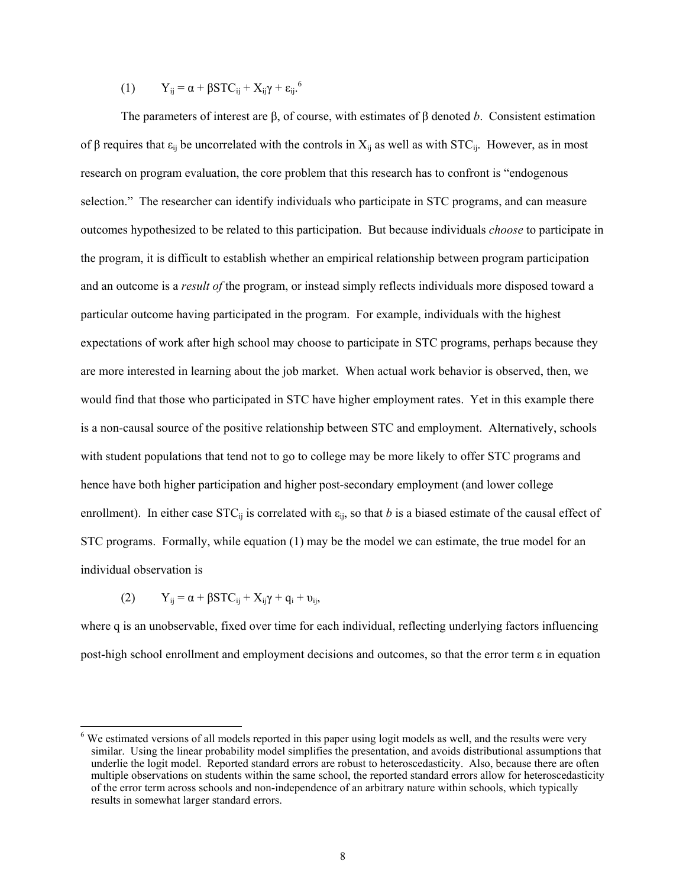$$(1) \qquad Y_{ij} = \alpha + \beta STC_{ij} + X_{ij}\gamma + \varepsilon_{ij}.$$[6]

The parameters of interest are β, of course, with estimates of β denoted *b*. Consistent estimation of β requires that $\varepsilon_{ij}$ be uncorrelated with the controls in $X_{ij}$ as well as with $STC_{ij}$. However, as in most research on program evaluation, the core problem that this research has to confront is "endogenous selection." The researcher can identify individuals who participate in STC programs, and can measure outcomes hypothesized to be related to this participation. But because individuals *choose* to participate in the program, it is difficult to establish whether an empirical relationship between program participation and an outcome is a *result of* the program, or instead simply reflects individuals more disposed toward a particular outcome having participated in the program. For example, individuals with the highest expectations of work after high school may choose to participate in STC programs, perhaps because they are more interested in learning about the job market. When actual work behavior is observed, then, we would find that those who participated in STC have higher employment rates. Yet in this example there is a non-causal source of the positive relationship between STC and employment. Alternatively, schools with student populations that tend not to go to college may be more likely to offer STC programs and hence have both higher participation and higher post-secondary employment (and lower college enrollment). In either case $STC_{ij}$ is correlated with $\varepsilon_{ij}$, so that *b* is a biased estimate of the causal effect of STC programs. Formally, while equation (1) may be the model we can estimate, the true model for an individual observation is

$$(2) \qquad Y_{ij} = \alpha + \beta STC_{ij} + X_{ij}\gamma + q_i + \upsilon_{ij},$$

where q is an unobservable, fixed over time for each individual, reflecting underlying factors influencing post-high school enrollment and employment decisions and outcomes, so that the error term ε in equation

---

[6] We estimated versions of all models reported in this paper using logit models as well, and the results were very similar. Using the linear probability model simplifies the presentation, and avoids distributional assumptions that underlie the logit model. Reported standard errors are robust to heteroscedasticity. Also, because there are often multiple observations on students within the same school, the reported standard errors allow for heteroscedasticity of the error term across schools and non-independence of an arbitrary nature within schools, which typically results in somewhat larger standard errors.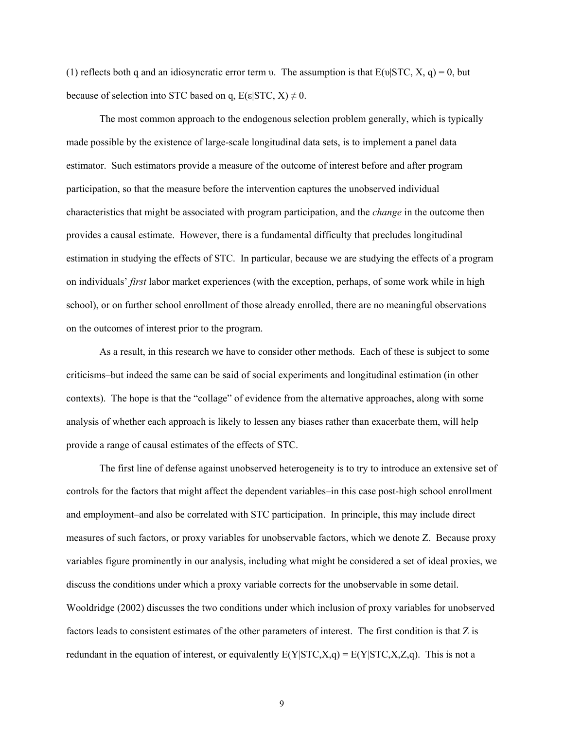(1) reflects both q and an idiosyncratic error term $\upsilon$. The assumption is that $E(\upsilon|STC, X, q) = 0$, but because of selection into STC based on q, $E(\varepsilon|STC, X) \neq 0$.

The most common approach to the endogenous selection problem generally, which is typically made possible by the existence of large-scale longitudinal data sets, is to implement a panel data estimator. Such estimators provide a measure of the outcome of interest before and after program participation, so that the measure before the intervention captures the unobserved individual characteristics that might be associated with program participation, and the *change* in the outcome then provides a causal estimate. However, there is a fundamental difficulty that precludes longitudinal estimation in studying the effects of STC. In particular, because we are studying the effects of a program on individuals' *first* labor market experiences (with the exception, perhaps, of some work while in high school), or on further school enrollment of those already enrolled, there are no meaningful observations on the outcomes of interest prior to the program.

As a result, in this research we have to consider other methods. Each of these is subject to some criticisms–but indeed the same can be said of social experiments and longitudinal estimation (in other contexts). The hope is that the "collage" of evidence from the alternative approaches, along with some analysis of whether each approach is likely to lessen any biases rather than exacerbate them, will help provide a range of causal estimates of the effects of STC.

The first line of defense against unobserved heterogeneity is to try to introduce an extensive set of controls for the factors that might affect the dependent variables–in this case post-high school enrollment and employment–and also be correlated with STC participation. In principle, this may include direct measures of such factors, or proxy variables for unobservable factors, which we denote Z. Because proxy variables figure prominently in our analysis, including what might be considered a set of ideal proxies, we discuss the conditions under which a proxy variable corrects for the unobservable in some detail. Wooldridge (2002) discusses the two conditions under which inclusion of proxy variables for unobserved factors leads to consistent estimates of the other parameters of interest. The first condition is that Z is redundant in the equation of interest, or equivalently $E(Y|STC,X,q) = E(Y|STC,X,Z,q)$. This is not a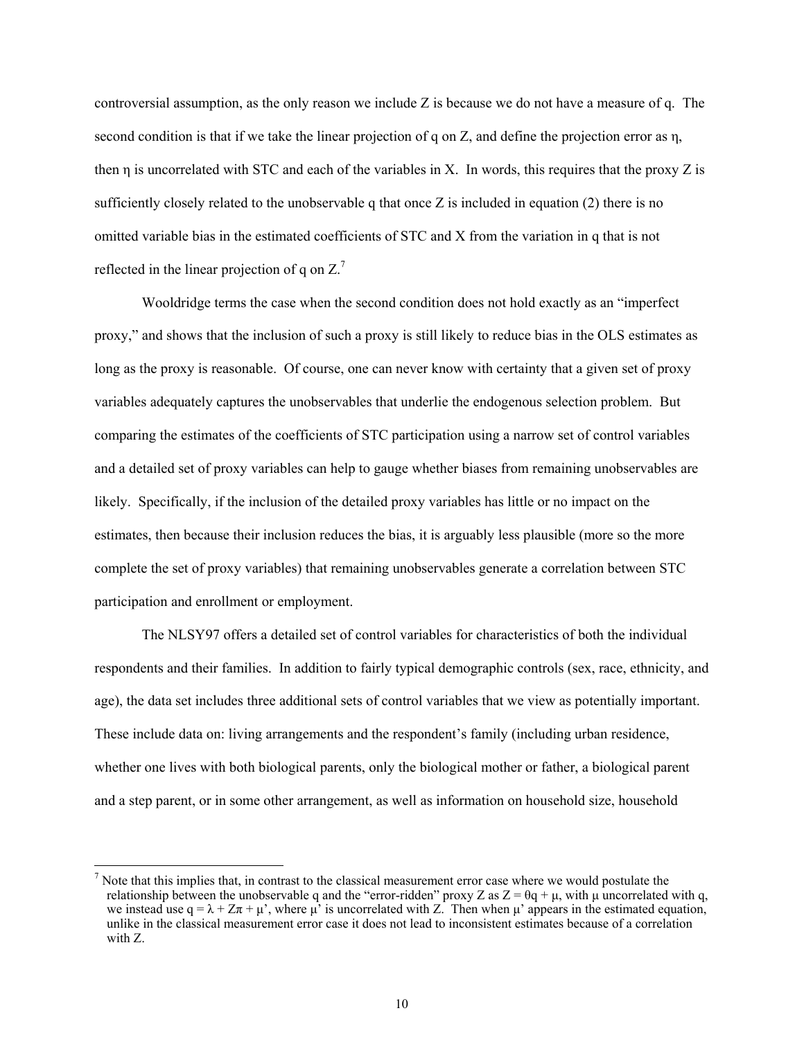controversial assumption, as the only reason we include Z is because we do not have a measure of q. The second condition is that if we take the linear projection of q on Z, and define the projection error as η, then η is uncorrelated with STC and each of the variables in X. In words, this requires that the proxy Z is sufficiently closely related to the unobservable q that once Z is included in equation (2) there is no omitted variable bias in the estimated coefficients of STC and X from the variation in q that is not reflected in the linear projection of q on Z.[7]

Wooldridge terms the case when the second condition does not hold exactly as an "imperfect proxy," and shows that the inclusion of such a proxy is still likely to reduce bias in the OLS estimates as long as the proxy is reasonable. Of course, one can never know with certainty that a given set of proxy variables adequately captures the unobservables that underlie the endogenous selection problem. But comparing the estimates of the coefficients of STC participation using a narrow set of control variables and a detailed set of proxy variables can help to gauge whether biases from remaining unobservables are likely. Specifically, if the inclusion of the detailed proxy variables has little or no impact on the estimates, then because their inclusion reduces the bias, it is arguably less plausible (more so the more complete the set of proxy variables) that remaining unobservables generate a correlation between STC participation and enrollment or employment.

The NLSY97 offers a detailed set of control variables for characteristics of both the individual respondents and their families. In addition to fairly typical demographic controls (sex, race, ethnicity, and age), the data set includes three additional sets of control variables that we view as potentially important. These include data on: living arrangements and the respondent's family (including urban residence, whether one lives with both biological parents, only the biological mother or father, a biological parent and a step parent, or in some other arrangement, as well as information on household size, household

---

[7] Note that this implies that, in contrast to the classical measurement error case where we would postulate the relationship between the unobservable q and the "error-ridden" proxy Z as $Z = \theta q + \mu$, with μ uncorrelated with q, we instead use $q = \lambda + Z\pi + \mu'$, where μ' is uncorrelated with Z. Then when μ' appears in the estimated equation, unlike in the classical measurement error case it does not lead to inconsistent estimates because of a correlation with Z.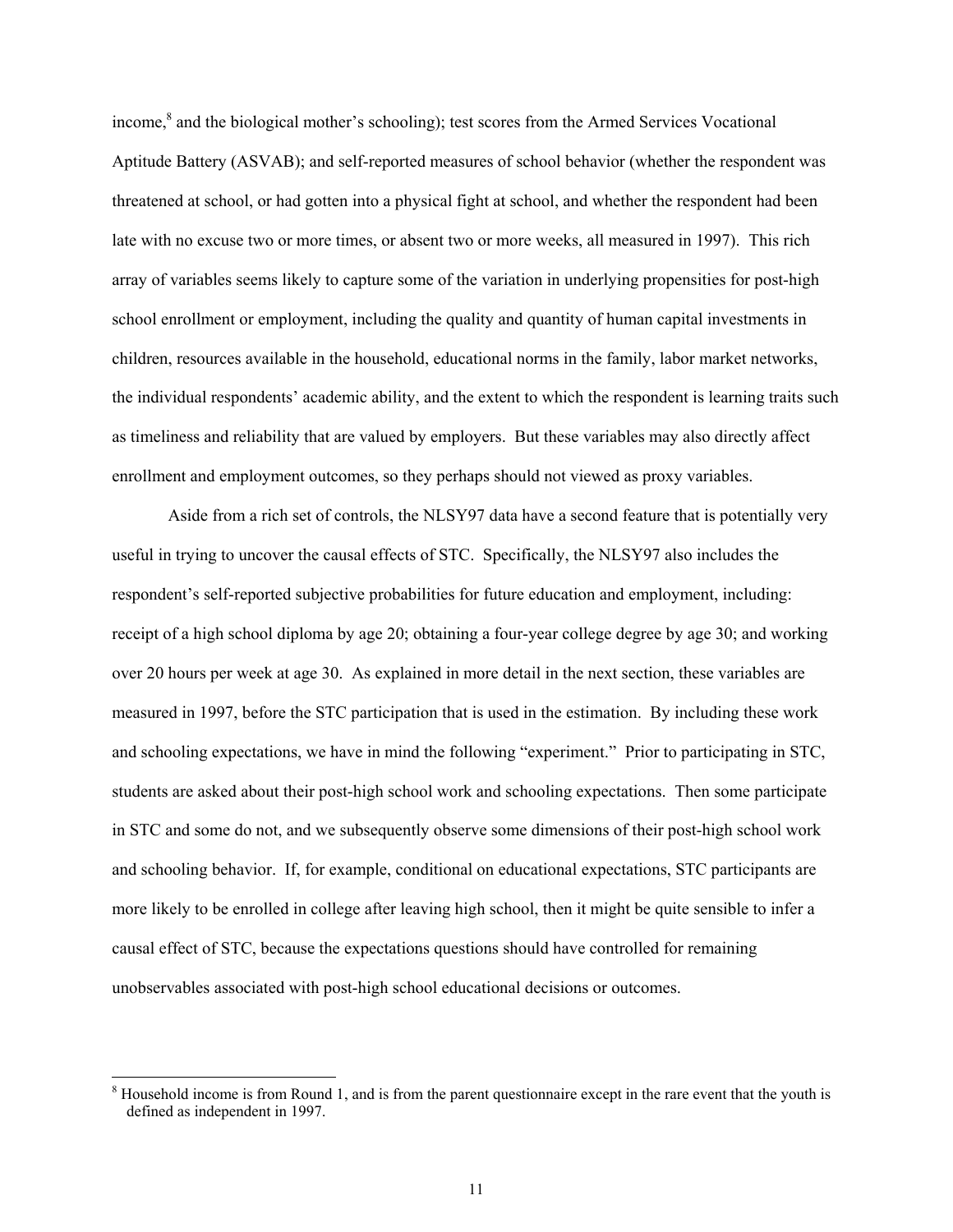income,[8] and the biological mother's schooling); test scores from the Armed Services Vocational Aptitude Battery (ASVAB); and self-reported measures of school behavior (whether the respondent was threatened at school, or had gotten into a physical fight at school, and whether the respondent had been late with no excuse two or more times, or absent two or more weeks, all measured in 1997). This rich array of variables seems likely to capture some of the variation in underlying propensities for post-high school enrollment or employment, including the quality and quantity of human capital investments in children, resources available in the household, educational norms in the family, labor market networks, the individual respondents' academic ability, and the extent to which the respondent is learning traits such as timeliness and reliability that are valued by employers. But these variables may also directly affect enrollment and employment outcomes, so they perhaps should not viewed as proxy variables.

Aside from a rich set of controls, the NLSY97 data have a second feature that is potentially very useful in trying to uncover the causal effects of STC. Specifically, the NLSY97 also includes the respondent's self-reported subjective probabilities for future education and employment, including: receipt of a high school diploma by age 20; obtaining a four-year college degree by age 30; and working over 20 hours per week at age 30. As explained in more detail in the next section, these variables are measured in 1997, before the STC participation that is used in the estimation. By including these work and schooling expectations, we have in mind the following "experiment." Prior to participating in STC, students are asked about their post-high school work and schooling expectations. Then some participate in STC and some do not, and we subsequently observe some dimensions of their post-high school work and schooling behavior. If, for example, conditional on educational expectations, STC participants are more likely to be enrolled in college after leaving high school, then it might be quite sensible to infer a causal effect of STC, because the expectations questions should have controlled for remaining unobservables associated with post-high school educational decisions or outcomes.

[8] Household income is from Round 1, and is from the parent questionnaire except in the rare event that the youth is defined as independent in 1997.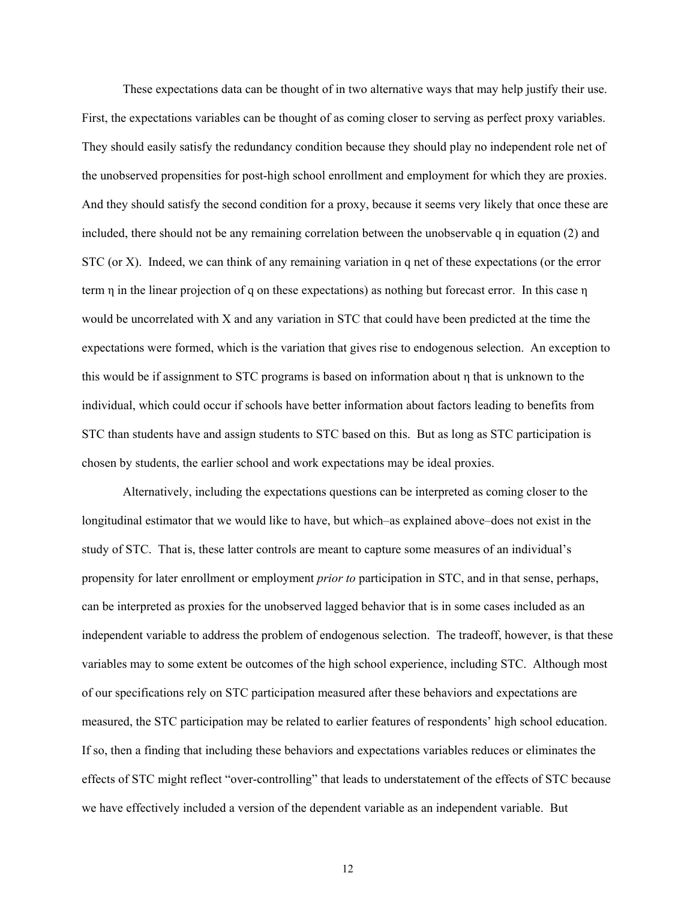These expectations data can be thought of in two alternative ways that may help justify their use. First, the expectations variables can be thought of as coming closer to serving as perfect proxy variables. They should easily satisfy the redundancy condition because they should play no independent role net of the unobserved propensities for post-high school enrollment and employment for which they are proxies. And they should satisfy the second condition for a proxy, because it seems very likely that once these are included, there should not be any remaining correlation between the unobservable $q$ in equation (2) and STC (or X). Indeed, we can think of any remaining variation in $q$ net of these expectations (or the error term $\eta$ in the linear projection of $q$ on these expectations) as nothing but forecast error. In this case $\eta$ would be uncorrelated with X and any variation in STC that could have been predicted at the time the expectations were formed, which is the variation that gives rise to endogenous selection. An exception to this would be if assignment to STC programs is based on information about $\eta$ that is unknown to the individual, which could occur if schools have better information about factors leading to benefits from STC than students have and assign students to STC based on this. But as long as STC participation is chosen by students, the earlier school and work expectations may be ideal proxies.

Alternatively, including the expectations questions can be interpreted as coming closer to the longitudinal estimator that we would like to have, but which–as explained above–does not exist in the study of STC. That is, these latter controls are meant to capture some measures of an individual's propensity for later enrollment or employment *prior to* participation in STC, and in that sense, perhaps, can be interpreted as proxies for the unobserved lagged behavior that is in some cases included as an independent variable to address the problem of endogenous selection. The tradeoff, however, is that these variables may to some extent be outcomes of the high school experience, including STC. Although most of our specifications rely on STC participation measured after these behaviors and expectations are measured, the STC participation may be related to earlier features of respondents' high school education. If so, then a finding that including these behaviors and expectations variables reduces or eliminates the effects of STC might reflect "over-controlling" that leads to understatement of the effects of STC because we have effectively included a version of the dependent variable as an independent variable. But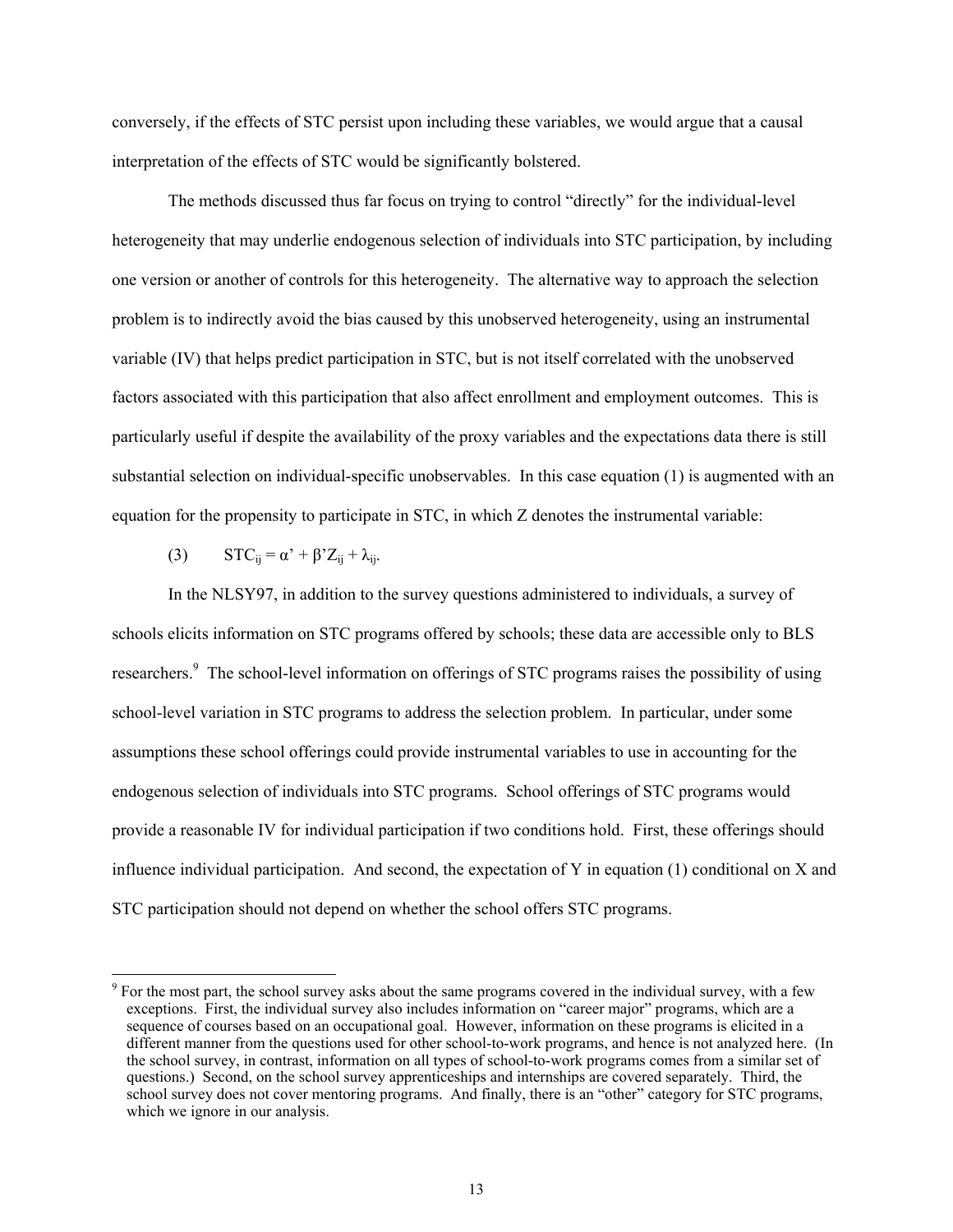conversely, if the effects of STC persist upon including these variables, we would argue that a causal interpretation of the effects of STC would be significantly bolstered.

The methods discussed thus far focus on trying to control "directly" for the individual-level heterogeneity that may underlie endogenous selection of individuals into STC participation, by including one version or another of controls for this heterogeneity. The alternative way to approach the selection problem is to indirectly avoid the bias caused by this unobserved heterogeneity, using an instrumental variable (IV) that helps predict participation in STC, but is not itself correlated with the unobserved factors associated with this participation that also affect enrollment and employment outcomes. This is particularly useful if despite the availability of the proxy variables and the expectations data there is still substantial selection on individual-specific unobservables. In this case equation (1) is augmented with an equation for the propensity to participate in STC, in which Z denotes the instrumental variable:

(3) $\quad STC_{ij} = \alpha' + \beta' Z_{ij} + \lambda_{ij}.$

In the NLSY97, in addition to the survey questions administered to individuals, a survey of schools elicits information on STC programs offered by schools; these data are accessible only to BLS researchers.[9] The school-level information on offerings of STC programs raises the possibility of using school-level variation in STC programs to address the selection problem. In particular, under some assumptions these school offerings could provide instrumental variables to use in accounting for the endogenous selection of individuals into STC programs. School offerings of STC programs would provide a reasonable IV for individual participation if two conditions hold. First, these offerings should influence individual participation. And second, the expectation of Y in equation (1) conditional on X and STC participation should not depend on whether the school offers STC programs.

[9] For the most part, the school survey asks about the same programs covered in the individual survey, with a few exceptions. First, the individual survey also includes information on "career major" programs, which are a sequence of courses based on an occupational goal. However, information on these programs is elicited in a different manner from the questions used for other school-to-work programs, and hence is not analyzed here. (In the school survey, in contrast, information on all types of school-to-work programs comes from a similar set of questions.) Second, on the school survey apprenticeships and internships are covered separately. Third, the school survey does not cover mentoring programs. And finally, there is an "other" category for STC programs, which we ignore in our analysis.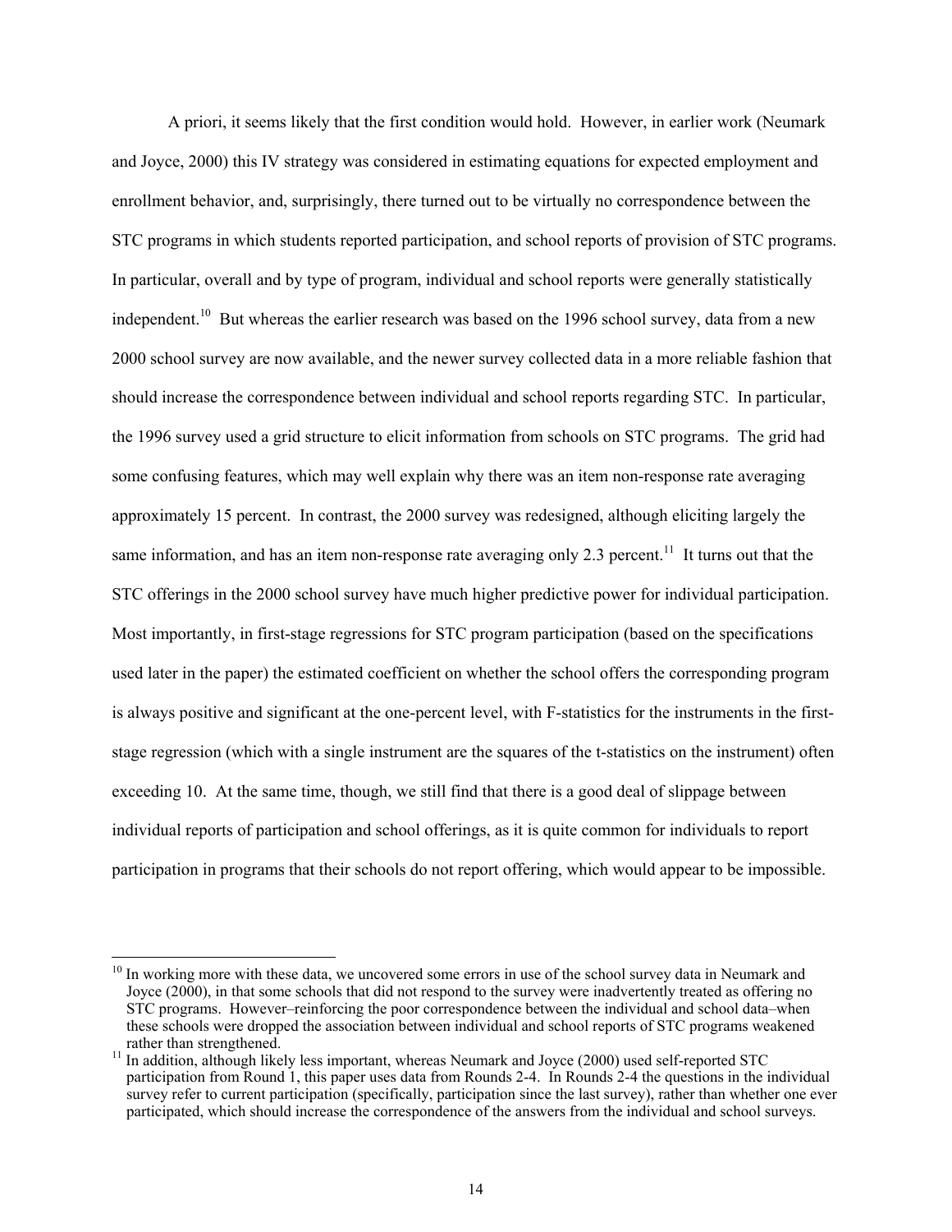A priori, it seems likely that the first condition would hold. However, in earlier work (Neumark and Joyce, 2000) this IV strategy was considered in estimating equations for expected employment and enrollment behavior, and, surprisingly, there turned out to be virtually no correspondence between the STC programs in which students reported participation, and school reports of provision of STC programs. In particular, overall and by type of program, individual and school reports were generally statistically independent.[10] But whereas the earlier research was based on the 1996 school survey, data from a new 2000 school survey are now available, and the newer survey collected data in a more reliable fashion that should increase the correspondence between individual and school reports regarding STC. In particular, the 1996 survey used a grid structure to elicit information from schools on STC programs. The grid had some confusing features, which may well explain why there was an item non-response rate averaging approximately 15 percent. In contrast, the 2000 survey was redesigned, although eliciting largely the same information, and has an item non-response rate averaging only 2.3 percent.[11] It turns out that the STC offerings in the 2000 school survey have much higher predictive power for individual participation. Most importantly, in first-stage regressions for STC program participation (based on the specifications used later in the paper) the estimated coefficient on whether the school offers the corresponding program is always positive and significant at the one-percent level, with F-statistics for the instruments in the first-stage regression (which with a single instrument are the squares of the t-statistics on the instrument) often exceeding 10. At the same time, though, we still find that there is a good deal of slippage between individual reports of participation and school offerings, as it is quite common for individuals to report participation in programs that their schools do not report offering, which would appear to be impossible.

---

[10] In working more with these data, we uncovered some errors in use of the school survey data in Neumark and Joyce (2000), in that some schools that did not respond to the survey were inadvertently treated as offering no STC programs. However–reinforcing the poor correspondence between the individual and school data–when these schools were dropped the association between individual and school reports of STC programs weakened rather than strengthened.

[11] In addition, although likely less important, whereas Neumark and Joyce (2000) used self-reported STC participation from Round 1, this paper uses data from Rounds 2-4. In Rounds 2-4 the questions in the individual survey refer to current participation (specifically, participation since the last survey), rather than whether one ever participated, which should increase the correspondence of the answers from the individual and school surveys.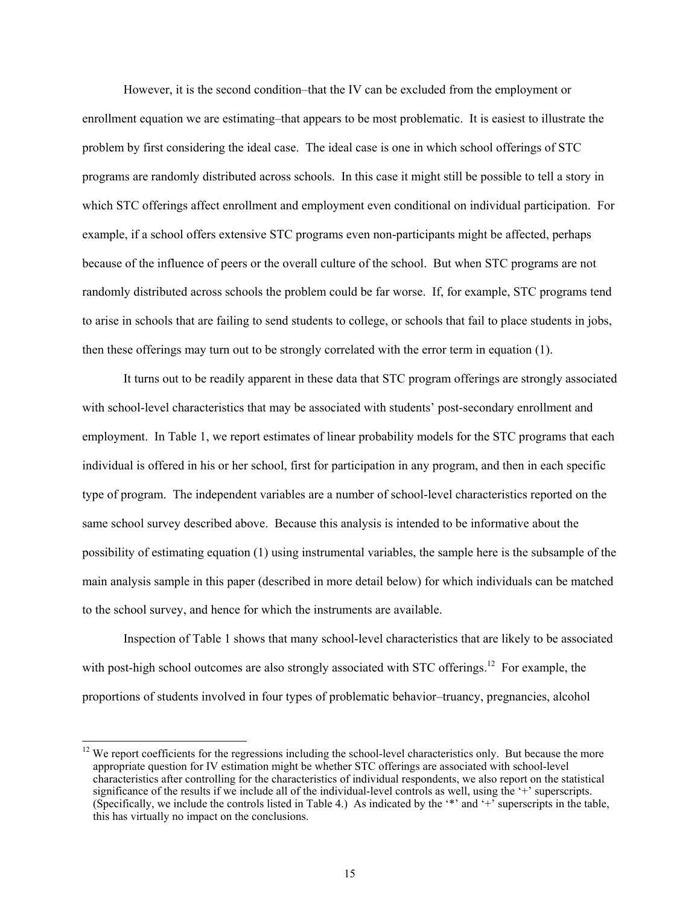However, it is the second condition–that the IV can be excluded from the employment or enrollment equation we are estimating–that appears to be most problematic. It is easiest to illustrate the problem by first considering the ideal case. The ideal case is one in which school offerings of STC programs are randomly distributed across schools. In this case it might still be possible to tell a story in which STC offerings affect enrollment and employment even conditional on individual participation. For example, if a school offers extensive STC programs even non-participants might be affected, perhaps because of the influence of peers or the overall culture of the school. But when STC programs are not randomly distributed across schools the problem could be far worse. If, for example, STC programs tend to arise in schools that are failing to send students to college, or schools that fail to place students in jobs, then these offerings may turn out to be strongly correlated with the error term in equation (1).

It turns out to be readily apparent in these data that STC program offerings are strongly associated with school-level characteristics that may be associated with students' post-secondary enrollment and employment. In Table 1, we report estimates of linear probability models for the STC programs that each individual is offered in his or her school, first for participation in any program, and then in each specific type of program. The independent variables are a number of school-level characteristics reported on the same school survey described above. Because this analysis is intended to be informative about the possibility of estimating equation (1) using instrumental variables, the sample here is the subsample of the main analysis sample in this paper (described in more detail below) for which individuals can be matched to the school survey, and hence for which the instruments are available.

Inspection of Table 1 shows that many school-level characteristics that are likely to be associated with post-high school outcomes are also strongly associated with STC offerings.[12] For example, the proportions of students involved in four types of problematic behavior–truancy, pregnancies, alcohol

[12] We report coefficients for the regressions including the school-level characteristics only. But because the more appropriate question for IV estimation might be whether STC offerings are associated with school-level characteristics after controlling for the characteristics of individual respondents, we also report on the statistical significance of the results if we include all of the individual-level controls as well, using the '+' superscripts. (Specifically, we include the controls listed in Table 4.) As indicated by the '*' and '+' superscripts in the table, this has virtually no impact on the conclusions.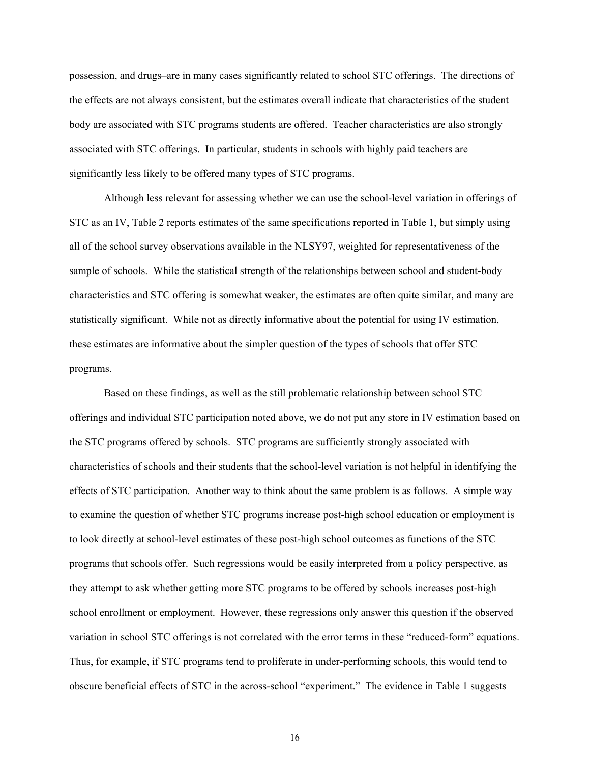possession, and drugs–are in many cases significantly related to school STC offerings. The directions of the effects are not always consistent, but the estimates overall indicate that characteristics of the student body are associated with STC programs students are offered. Teacher characteristics are also strongly associated with STC offerings. In particular, students in schools with highly paid teachers are significantly less likely to be offered many types of STC programs.

Although less relevant for assessing whether we can use the school-level variation in offerings of STC as an IV, Table 2 reports estimates of the same specifications reported in Table 1, but simply using all of the school survey observations available in the NLSY97, weighted for representativeness of the sample of schools. While the statistical strength of the relationships between school and student-body characteristics and STC offering is somewhat weaker, the estimates are often quite similar, and many are statistically significant. While not as directly informative about the potential for using IV estimation, these estimates are informative about the simpler question of the types of schools that offer STC programs.

Based on these findings, as well as the still problematic relationship between school STC offerings and individual STC participation noted above, we do not put any store in IV estimation based on the STC programs offered by schools. STC programs are sufficiently strongly associated with characteristics of schools and their students that the school-level variation is not helpful in identifying the effects of STC participation. Another way to think about the same problem is as follows. A simple way to examine the question of whether STC programs increase post-high school education or employment is to look directly at school-level estimates of these post-high school outcomes as functions of the STC programs that schools offer. Such regressions would be easily interpreted from a policy perspective, as they attempt to ask whether getting more STC programs to be offered by schools increases post-high school enrollment or employment. However, these regressions only answer this question if the observed variation in school STC offerings is not correlated with the error terms in these "reduced-form" equations. Thus, for example, if STC programs tend to proliferate in under-performing schools, this would tend to obscure beneficial effects of STC in the across-school "experiment." The evidence in Table 1 suggests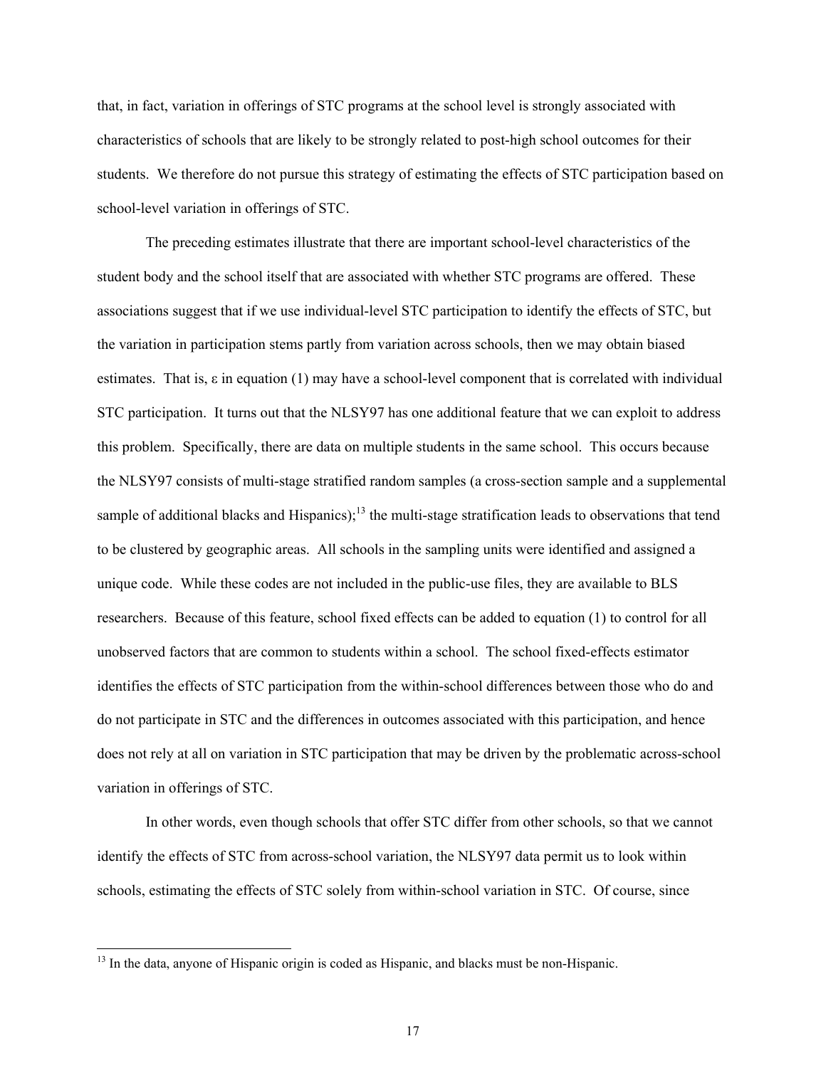that, in fact, variation in offerings of STC programs at the school level is strongly associated with characteristics of schools that are likely to be strongly related to post-high school outcomes for their students. We therefore do not pursue this strategy of estimating the effects of STC participation based on school-level variation in offerings of STC.

The preceding estimates illustrate that there are important school-level characteristics of the student body and the school itself that are associated with whether STC programs are offered. These associations suggest that if we use individual-level STC participation to identify the effects of STC, but the variation in participation stems partly from variation across schools, then we may obtain biased estimates. That is, $\varepsilon$ in equation (1) may have a school-level component that is correlated with individual STC participation. It turns out that the NLSY97 has one additional feature that we can exploit to address this problem. Specifically, there are data on multiple students in the same school. This occurs because the NLSY97 consists of multi-stage stratified random samples (a cross-section sample and a supplemental sample of additional blacks and Hispanics);[13] the multi-stage stratification leads to observations that tend to be clustered by geographic areas. All schools in the sampling units were identified and assigned a unique code. While these codes are not included in the public-use files, they are available to BLS researchers. Because of this feature, school fixed effects can be added to equation (1) to control for all unobserved factors that are common to students within a school. The school fixed-effects estimator identifies the effects of STC participation from the within-school differences between those who do and do not participate in STC and the differences in outcomes associated with this participation, and hence does not rely at all on variation in STC participation that may be driven by the problematic across-school variation in offerings of STC.

In other words, even though schools that offer STC differ from other schools, so that we cannot identify the effects of STC from across-school variation, the NLSY97 data permit us to look within schools, estimating the effects of STC solely from within-school variation in STC. Of course, since

[13] In the data, anyone of Hispanic origin is coded as Hispanic, and blacks must be non-Hispanic.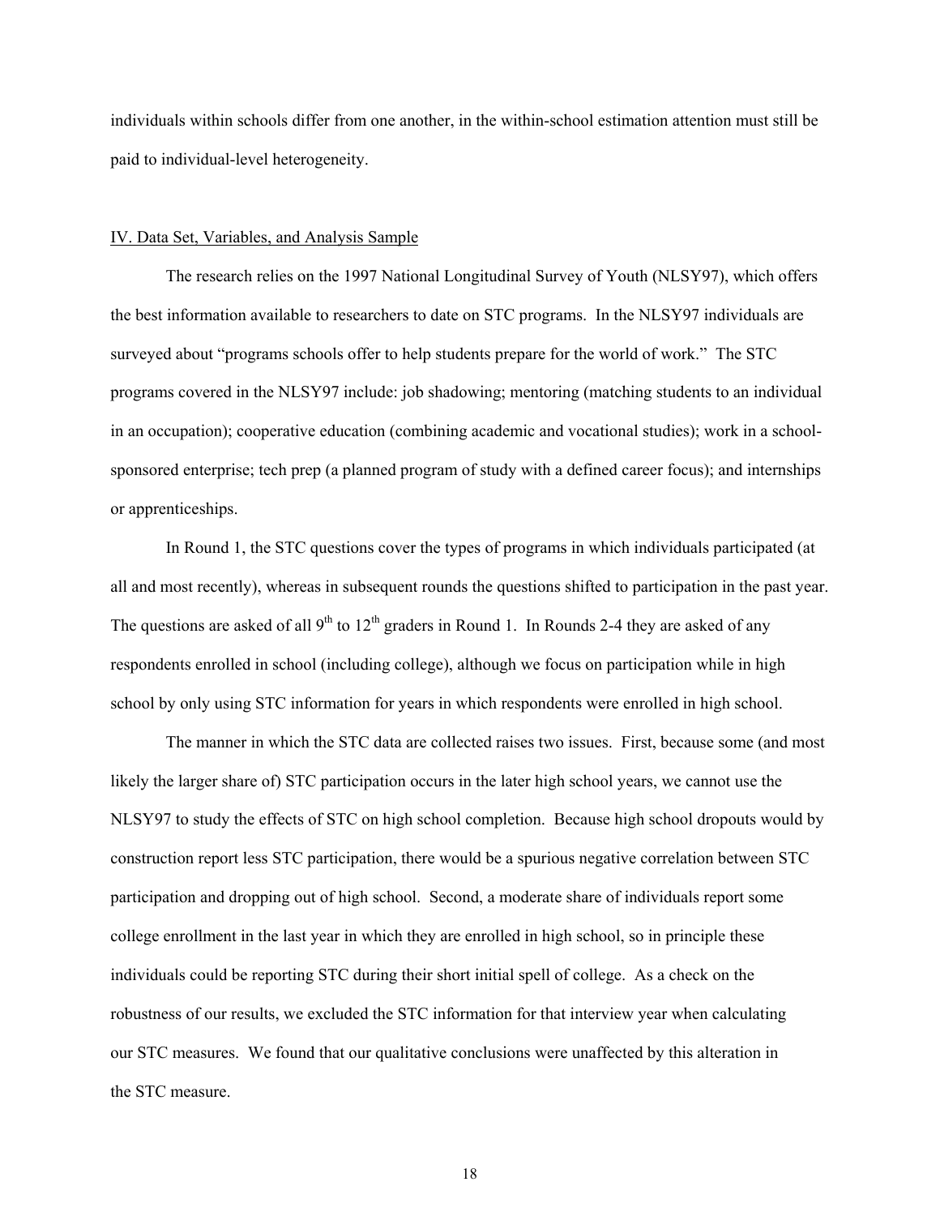individuals within schools differ from one another, in the within-school estimation attention must still be paid to individual-level heterogeneity.

## IV. Data Set, Variables, and Analysis Sample

The research relies on the 1997 National Longitudinal Survey of Youth (NLSY97), which offers the best information available to researchers to date on STC programs. In the NLSY97 individuals are surveyed about "programs schools offer to help students prepare for the world of work." The STC programs covered in the NLSY97 include: job shadowing; mentoring (matching students to an individual in an occupation); cooperative education (combining academic and vocational studies); work in a school-sponsored enterprise; tech prep (a planned program of study with a defined career focus); and internships or apprenticeships.

In Round 1, the STC questions cover the types of programs in which individuals participated (at all and most recently), whereas in subsequent rounds the questions shifted to participation in the past year. The questions are asked of all 9th to 12th graders in Round 1. In Rounds 2-4 they are asked of any respondents enrolled in school (including college), although we focus on participation while in high school by only using STC information for years in which respondents were enrolled in high school.

The manner in which the STC data are collected raises two issues. First, because some (and most likely the larger share of) STC participation occurs in the later high school years, we cannot use the NLSY97 to study the effects of STC on high school completion. Because high school dropouts would by construction report less STC participation, there would be a spurious negative correlation between STC participation and dropping out of high school. Second, a moderate share of individuals report some college enrollment in the last year in which they are enrolled in high school, so in principle these individuals could be reporting STC during their short initial spell of college. As a check on the robustness of our results, we excluded the STC information for that interview year when calculating our STC measures. We found that our qualitative conclusions were unaffected by this alteration in the STC measure.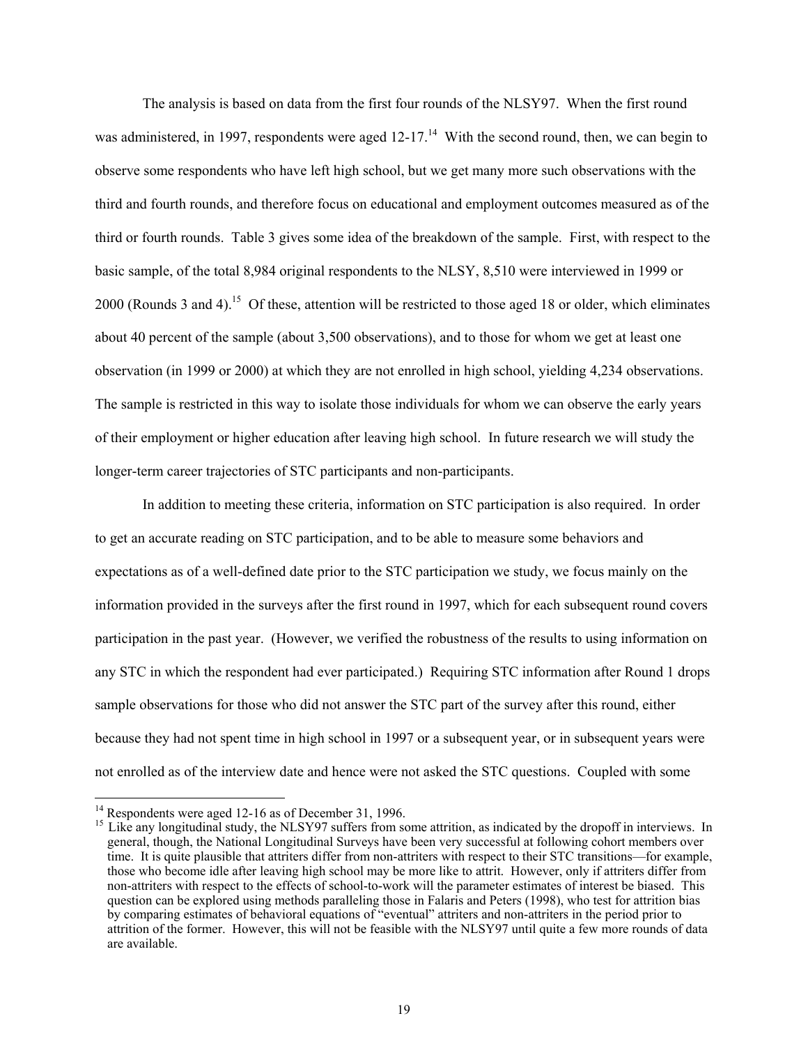The analysis is based on data from the first four rounds of the NLSY97. When the first round was administered, in 1997, respondents were aged 12-17.[14] With the second round, then, we can begin to observe some respondents who have left high school, but we get many more such observations with the third and fourth rounds, and therefore focus on educational and employment outcomes measured as of the third or fourth rounds. Table 3 gives some idea of the breakdown of the sample. First, with respect to the basic sample, of the total 8,984 original respondents to the NLSY, 8,510 were interviewed in 1999 or 2000 (Rounds 3 and 4).[15] Of these, attention will be restricted to those aged 18 or older, which eliminates about 40 percent of the sample (about 3,500 observations), and to those for whom we get at least one observation (in 1999 or 2000) at which they are not enrolled in high school, yielding 4,234 observations. The sample is restricted in this way to isolate those individuals for whom we can observe the early years of their employment or higher education after leaving high school. In future research we will study the longer-term career trajectories of STC participants and non-participants.

In addition to meeting these criteria, information on STC participation is also required. In order to get an accurate reading on STC participation, and to be able to measure some behaviors and expectations as of a well-defined date prior to the STC participation we study, we focus mainly on the information provided in the surveys after the first round in 1997, which for each subsequent round covers participation in the past year. (However, we verified the robustness of the results to using information on any STC in which the respondent had ever participated.) Requiring STC information after Round 1 drops sample observations for those who did not answer the STC part of the survey after this round, either because they had not spent time in high school in 1997 or a subsequent year, or in subsequent years were not enrolled as of the interview date and hence were not asked the STC questions. Coupled with some

---

[14] Respondents were aged 12-16 as of December 31, 1996.

[15] Like any longitudinal study, the NLSY97 suffers from some attrition, as indicated by the dropoff in interviews. In general, though, the National Longitudinal Surveys have been very successful at following cohort members over time. It is quite plausible that attriters differ from non-attriters with respect to their STC transitions—for example, those who become idle after leaving high school may be more like to attrit. However, only if attriters differ from non-attriters with respect to the effects of school-to-work will the parameter estimates of interest be biased. This question can be explored using methods paralleling those in Falaris and Peters (1998), who test for attrition bias by comparing estimates of behavioral equations of "eventual" attriters and non-attriters in the period prior to attrition of the former. However, this will not be feasible with the NLSY97 until quite a few more rounds of data are available.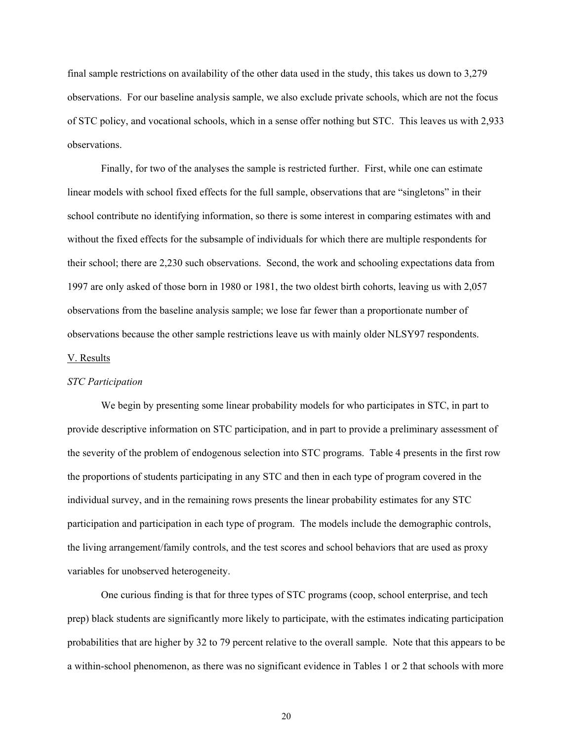final sample restrictions on availability of the other data used in the study, this takes us down to 3,279 observations. For our baseline analysis sample, we also exclude private schools, which are not the focus of STC policy, and vocational schools, which in a sense offer nothing but STC. This leaves us with 2,933 observations.

Finally, for two of the analyses the sample is restricted further. First, while one can estimate linear models with school fixed effects for the full sample, observations that are "singletons" in their school contribute no identifying information, so there is some interest in comparing estimates with and without the fixed effects for the subsample of individuals for which there are multiple respondents for their school; there are 2,230 such observations. Second, the work and schooling expectations data from 1997 are only asked of those born in 1980 or 1981, the two oldest birth cohorts, leaving us with 2,057 observations from the baseline analysis sample; we lose far fewer than a proportionate number of observations because the other sample restrictions leave us with mainly older NLSY97 respondents.

## V. Results

### *STC Participation*

We begin by presenting some linear probability models for who participates in STC, in part to provide descriptive information on STC participation, and in part to provide a preliminary assessment of the severity of the problem of endogenous selection into STC programs. Table 4 presents in the first row the proportions of students participating in any STC and then in each type of program covered in the individual survey, and in the remaining rows presents the linear probability estimates for any STC participation and participation in each type of program. The models include the demographic controls, the living arrangement/family controls, and the test scores and school behaviors that are used as proxy variables for unobserved heterogeneity.

One curious finding is that for three types of STC programs (coop, school enterprise, and tech prep) black students are significantly more likely to participate, with the estimates indicating participation probabilities that are higher by 32 to 79 percent relative to the overall sample. Note that this appears to be a within-school phenomenon, as there was no significant evidence in Tables 1 or 2 that schools with more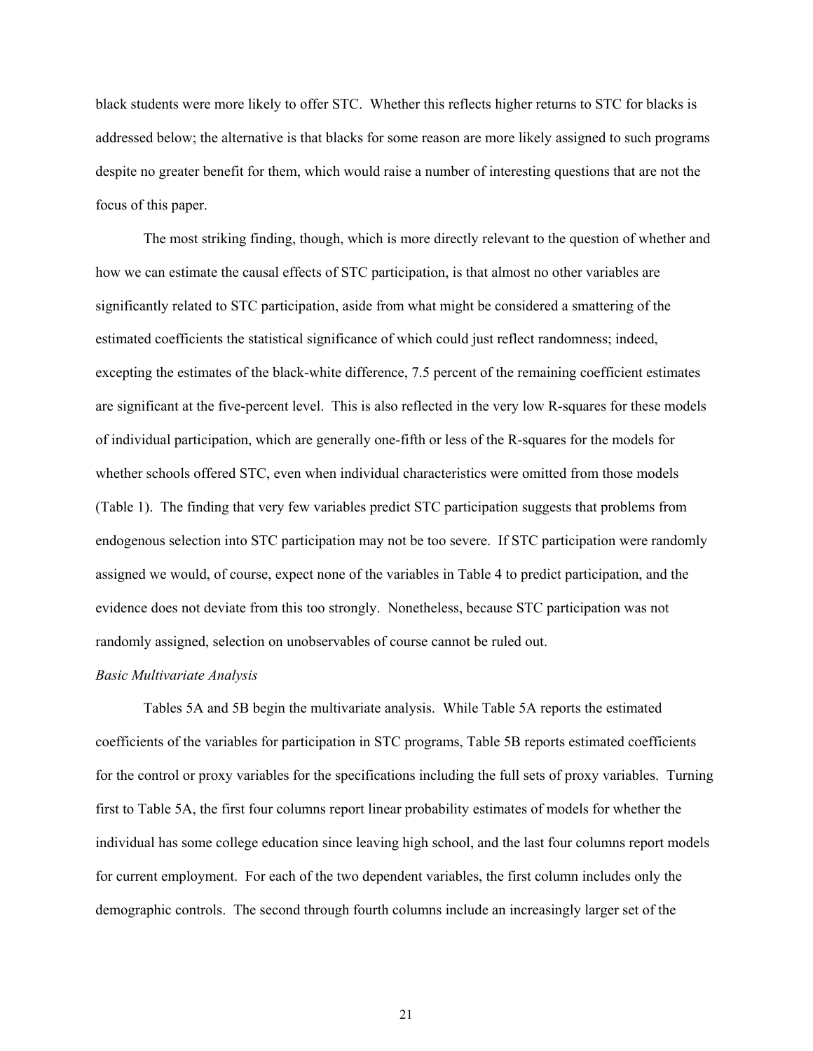black students were more likely to offer STC. Whether this reflects higher returns to STC for blacks is addressed below; the alternative is that blacks for some reason are more likely assigned to such programs despite no greater benefit for them, which would raise a number of interesting questions that are not the focus of this paper.

The most striking finding, though, which is more directly relevant to the question of whether and how we can estimate the causal effects of STC participation, is that almost no other variables are significantly related to STC participation, aside from what might be considered a smattering of the estimated coefficients the statistical significance of which could just reflect randomness; indeed, excepting the estimates of the black-white difference, 7.5 percent of the remaining coefficient estimates are significant at the five-percent level. This is also reflected in the very low R-squares for these models of individual participation, which are generally one-fifth or less of the R-squares for the models for whether schools offered STC, even when individual characteristics were omitted from those models (Table 1). The finding that very few variables predict STC participation suggests that problems from endogenous selection into STC participation may not be too severe. If STC participation were randomly assigned we would, of course, expect none of the variables in Table 4 to predict participation, and the evidence does not deviate from this too strongly. Nonetheless, because STC participation was not randomly assigned, selection on unobservables of course cannot be ruled out.

*Basic Multivariate Analysis*

Tables 5A and 5B begin the multivariate analysis. While Table 5A reports the estimated coefficients of the variables for participation in STC programs, Table 5B reports estimated coefficients for the control or proxy variables for the specifications including the full sets of proxy variables. Turning first to Table 5A, the first four columns report linear probability estimates of models for whether the individual has some college education since leaving high school, and the last four columns report models for current employment. For each of the two dependent variables, the first column includes only the demographic controls. The second through fourth columns include an increasingly larger set of the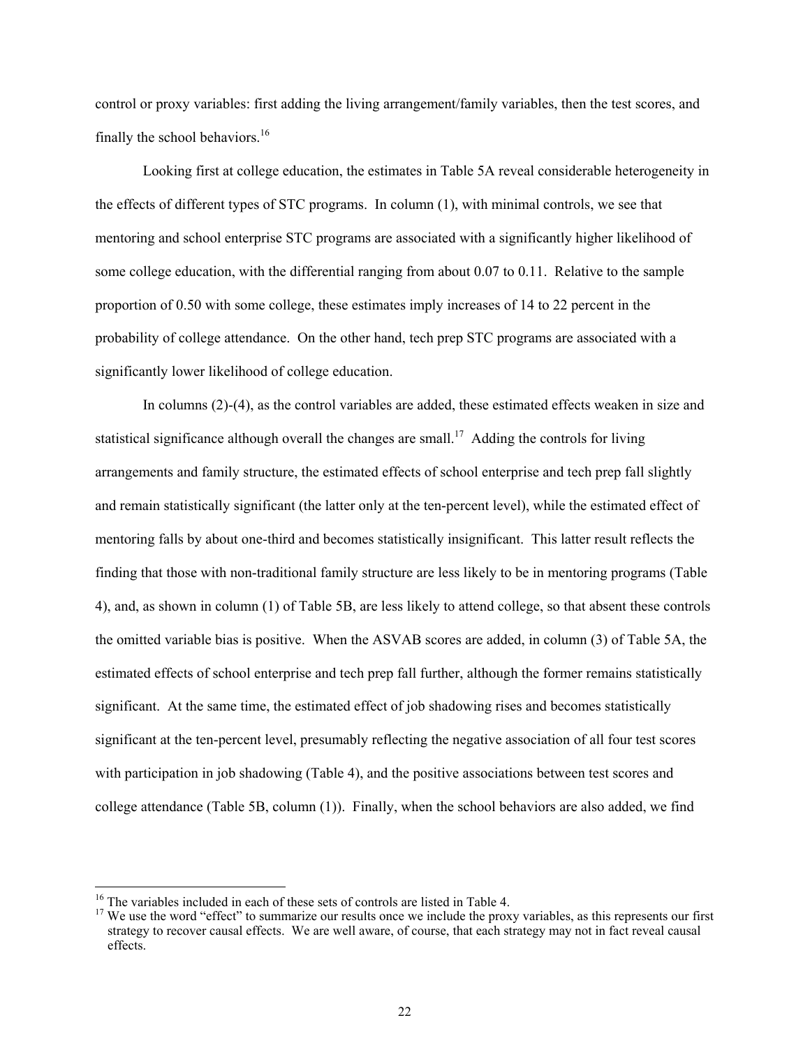control or proxy variables: first adding the living arrangement/family variables, then the test scores, and finally the school behaviors.[16]

Looking first at college education, the estimates in Table 5A reveal considerable heterogeneity in the effects of different types of STC programs. In column (1), with minimal controls, we see that mentoring and school enterprise STC programs are associated with a significantly higher likelihood of some college education, with the differential ranging from about 0.07 to 0.11. Relative to the sample proportion of 0.50 with some college, these estimates imply increases of 14 to 22 percent in the probability of college attendance. On the other hand, tech prep STC programs are associated with a significantly lower likelihood of college education.

In columns (2)-(4), as the control variables are added, these estimated effects weaken in size and statistical significance although overall the changes are small.[17] Adding the controls for living arrangements and family structure, the estimated effects of school enterprise and tech prep fall slightly and remain statistically significant (the latter only at the ten-percent level), while the estimated effect of mentoring falls by about one-third and becomes statistically insignificant. This latter result reflects the finding that those with non-traditional family structure are less likely to be in mentoring programs (Table 4), and, as shown in column (1) of Table 5B, are less likely to attend college, so that absent these controls the omitted variable bias is positive. When the ASVAB scores are added, in column (3) of Table 5A, the estimated effects of school enterprise and tech prep fall further, although the former remains statistically significant. At the same time, the estimated effect of job shadowing rises and becomes statistically significant at the ten-percent level, presumably reflecting the negative association of all four test scores with participation in job shadowing (Table 4), and the positive associations between test scores and college attendance (Table 5B, column (1)). Finally, when the school behaviors are also added, we find

[16] The variables included in each of these sets of controls are listed in Table 4.

[17] We use the word "effect" to summarize our results once we include the proxy variables, as this represents our first strategy to recover causal effects. We are well aware, of course, that each strategy may not in fact reveal causal effects.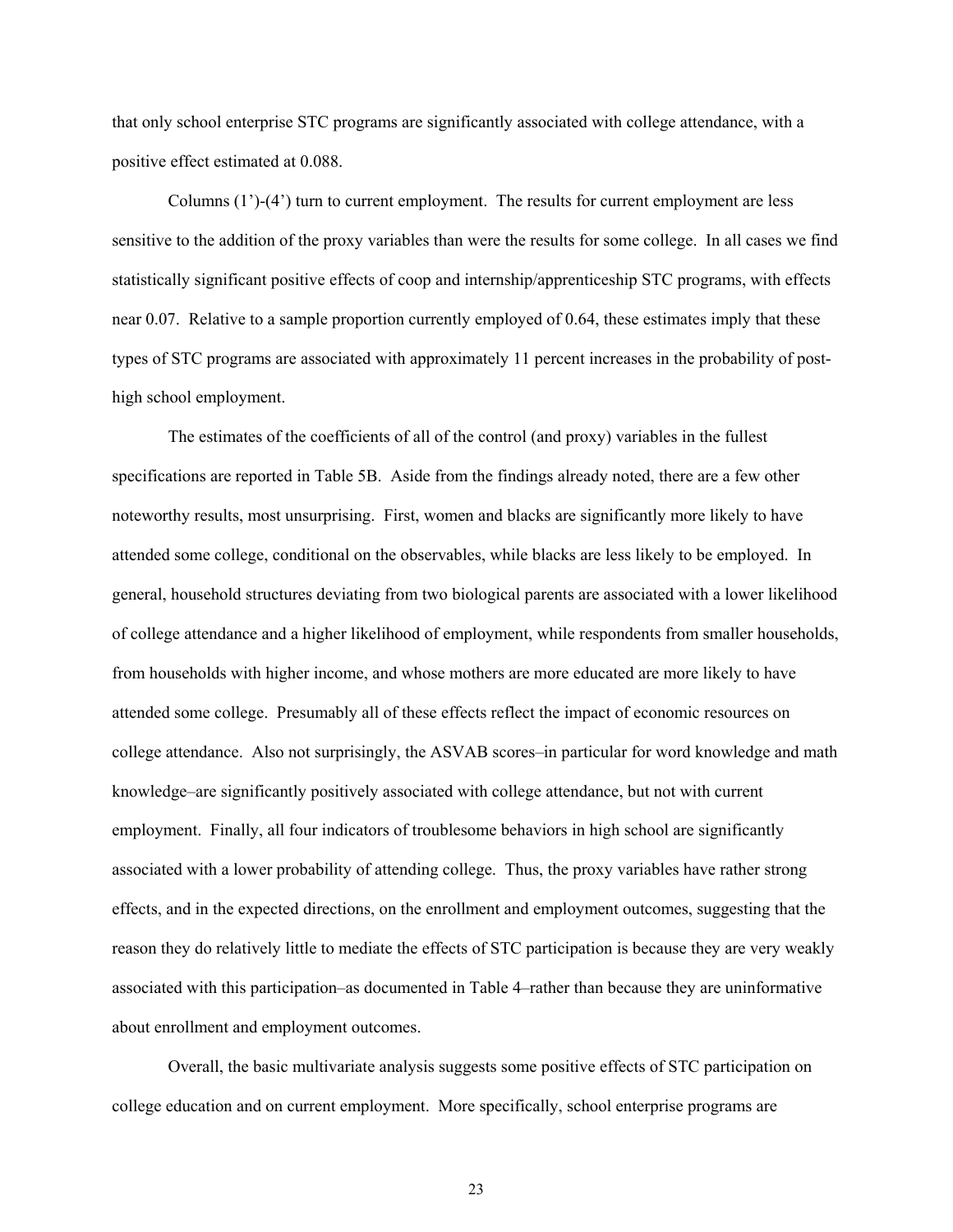that only school enterprise STC programs are significantly associated with college attendance, with a positive effect estimated at 0.088.

Columns (1')-(4') turn to current employment. The results for current employment are less sensitive to the addition of the proxy variables than were the results for some college. In all cases we find statistically significant positive effects of coop and internship/apprenticeship STC programs, with effects near 0.07. Relative to a sample proportion currently employed of 0.64, these estimates imply that these types of STC programs are associated with approximately 11 percent increases in the probability of post-high school employment.

The estimates of the coefficients of all of the control (and proxy) variables in the fullest specifications are reported in Table 5B. Aside from the findings already noted, there are a few other noteworthy results, most unsurprising. First, women and blacks are significantly more likely to have attended some college, conditional on the observables, while blacks are less likely to be employed. In general, household structures deviating from two biological parents are associated with a lower likelihood of college attendance and a higher likelihood of employment, while respondents from smaller households, from households with higher income, and whose mothers are more educated are more likely to have attended some college. Presumably all of these effects reflect the impact of economic resources on college attendance. Also not surprisingly, the ASVAB scores–in particular for word knowledge and math knowledge–are significantly positively associated with college attendance, but not with current employment. Finally, all four indicators of troublesome behaviors in high school are significantly associated with a lower probability of attending college. Thus, the proxy variables have rather strong effects, and in the expected directions, on the enrollment and employment outcomes, suggesting that the reason they do relatively little to mediate the effects of STC participation is because they are very weakly associated with this participation–as documented in Table 4–rather than because they are uninformative about enrollment and employment outcomes.

Overall, the basic multivariate analysis suggests some positive effects of STC participation on college education and on current employment. More specifically, school enterprise programs are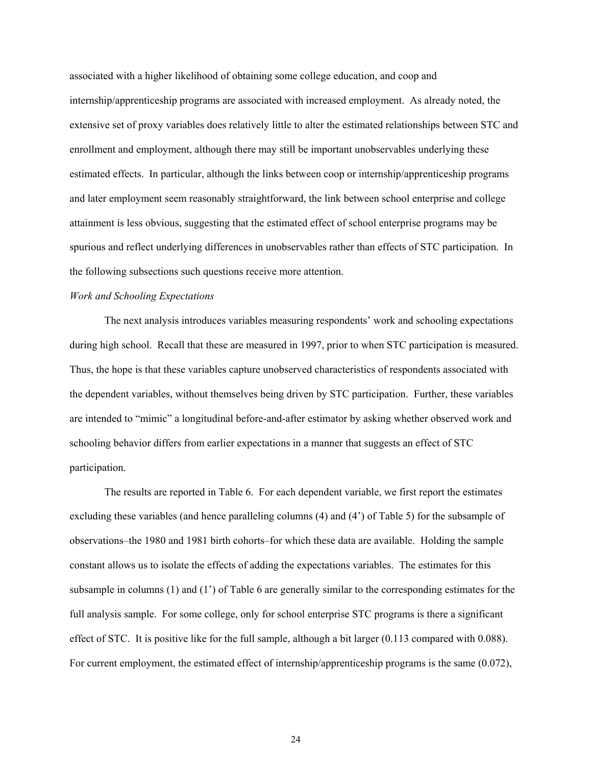associated with a higher likelihood of obtaining some college education, and coop and internship/apprenticeship programs are associated with increased employment. As already noted, the extensive set of proxy variables does relatively little to alter the estimated relationships between STC and enrollment and employment, although there may still be important unobservables underlying these estimated effects. In particular, although the links between coop or internship/apprenticeship programs and later employment seem reasonably straightforward, the link between school enterprise and college attainment is less obvious, suggesting that the estimated effect of school enterprise programs may be spurious and reflect underlying differences in unobservables rather than effects of STC participation. In the following subsections such questions receive more attention.

*Work and Schooling Expectations*

The next analysis introduces variables measuring respondents' work and schooling expectations during high school. Recall that these are measured in 1997, prior to when STC participation is measured. Thus, the hope is that these variables capture unobserved characteristics of respondents associated with the dependent variables, without themselves being driven by STC participation. Further, these variables are intended to "mimic" a longitudinal before-and-after estimator by asking whether observed work and schooling behavior differs from earlier expectations in a manner that suggests an effect of STC participation.

The results are reported in Table 6. For each dependent variable, we first report the estimates excluding these variables (and hence paralleling columns (4) and (4') of Table 5) for the subsample of observations–the 1980 and 1981 birth cohorts–for which these data are available. Holding the sample constant allows us to isolate the effects of adding the expectations variables. The estimates for this subsample in columns (1) and (1') of Table 6 are generally similar to the corresponding estimates for the full analysis sample. For some college, only for school enterprise STC programs is there a significant effect of STC. It is positive like for the full sample, although a bit larger (0.113 compared with 0.088). For current employment, the estimated effect of internship/apprenticeship programs is the same (0.072),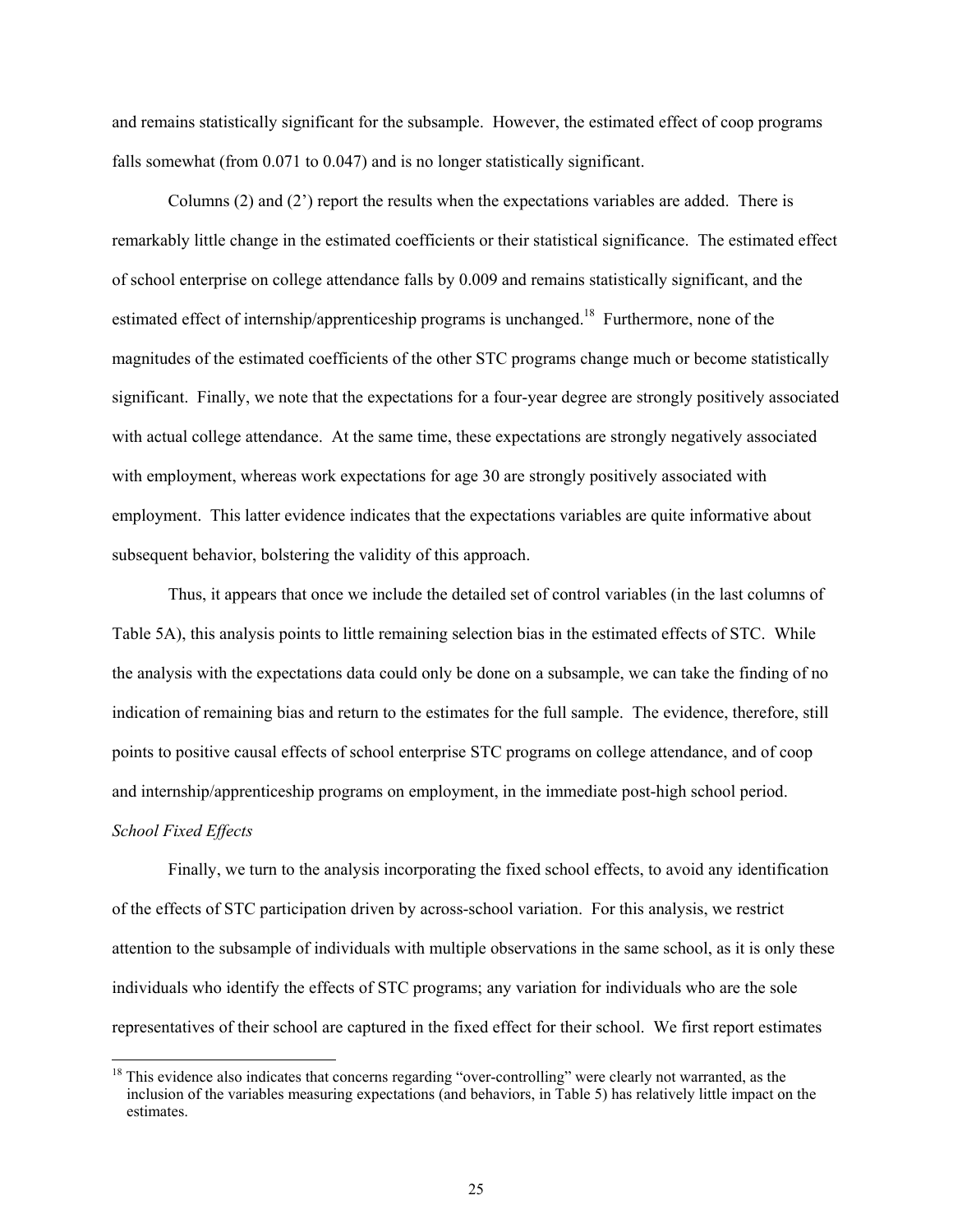and remains statistically significant for the subsample. However, the estimated effect of coop programs falls somewhat (from 0.071 to 0.047) and is no longer statistically significant.

Columns (2) and (2') report the results when the expectations variables are added. There is remarkably little change in the estimated coefficients or their statistical significance. The estimated effect of school enterprise on college attendance falls by 0.009 and remains statistically significant, and the estimated effect of internship/apprenticeship programs is unchanged.[18] Furthermore, none of the magnitudes of the estimated coefficients of the other STC programs change much or become statistically significant. Finally, we note that the expectations for a four-year degree are strongly positively associated with actual college attendance. At the same time, these expectations are strongly negatively associated with employment, whereas work expectations for age 30 are strongly positively associated with employment. This latter evidence indicates that the expectations variables are quite informative about subsequent behavior, bolstering the validity of this approach.

Thus, it appears that once we include the detailed set of control variables (in the last columns of Table 5A), this analysis points to little remaining selection bias in the estimated effects of STC. While the analysis with the expectations data could only be done on a subsample, we can take the finding of no indication of remaining bias and return to the estimates for the full sample. The evidence, therefore, still points to positive causal effects of school enterprise STC programs on college attendance, and of coop and internship/apprenticeship programs on employment, in the immediate post-high school period.

*School Fixed Effects*

Finally, we turn to the analysis incorporating the fixed school effects, to avoid any identification of the effects of STC participation driven by across-school variation. For this analysis, we restrict attention to the subsample of individuals with multiple observations in the same school, as it is only these individuals who identify the effects of STC programs; any variation for individuals who are the sole representatives of their school are captured in the fixed effect for their school. We first report estimates

[18] This evidence also indicates that concerns regarding "over-controlling" were clearly not warranted, as the inclusion of the variables measuring expectations (and behaviors, in Table 5) has relatively little impact on the estimates.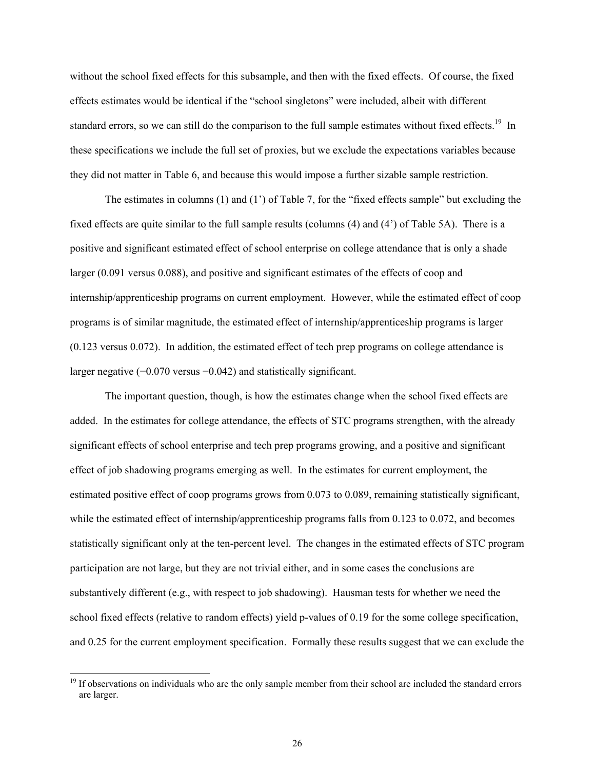without the school fixed effects for this subsample, and then with the fixed effects. Of course, the fixed effects estimates would be identical if the "school singletons" were included, albeit with different standard errors, so we can still do the comparison to the full sample estimates without fixed effects.[19] In these specifications we include the full set of proxies, but we exclude the expectations variables because they did not matter in Table 6, and because this would impose a further sizable sample restriction.

The estimates in columns (1) and (1') of Table 7, for the "fixed effects sample" but excluding the fixed effects are quite similar to the full sample results (columns (4) and (4') of Table 5A). There is a positive and significant estimated effect of school enterprise on college attendance that is only a shade larger (0.091 versus 0.088), and positive and significant estimates of the effects of coop and internship/apprenticeship programs on current employment. However, while the estimated effect of coop programs is of similar magnitude, the estimated effect of internship/apprenticeship programs is larger (0.123 versus 0.072). In addition, the estimated effect of tech prep programs on college attendance is larger negative (−0.070 versus −0.042) and statistically significant.

The important question, though, is how the estimates change when the school fixed effects are added. In the estimates for college attendance, the effects of STC programs strengthen, with the already significant effects of school enterprise and tech prep programs growing, and a positive and significant effect of job shadowing programs emerging as well. In the estimates for current employment, the estimated positive effect of coop programs grows from 0.073 to 0.089, remaining statistically significant, while the estimated effect of internship/apprenticeship programs falls from 0.123 to 0.072, and becomes statistically significant only at the ten-percent level. The changes in the estimated effects of STC program participation are not large, but they are not trivial either, and in some cases the conclusions are substantively different (e.g., with respect to job shadowing). Hausman tests for whether we need the school fixed effects (relative to random effects) yield p-values of 0.19 for the some college specification, and 0.25 for the current employment specification. Formally these results suggest that we can exclude the

[19] If observations on individuals who are the only sample member from their school are included the standard errors are larger.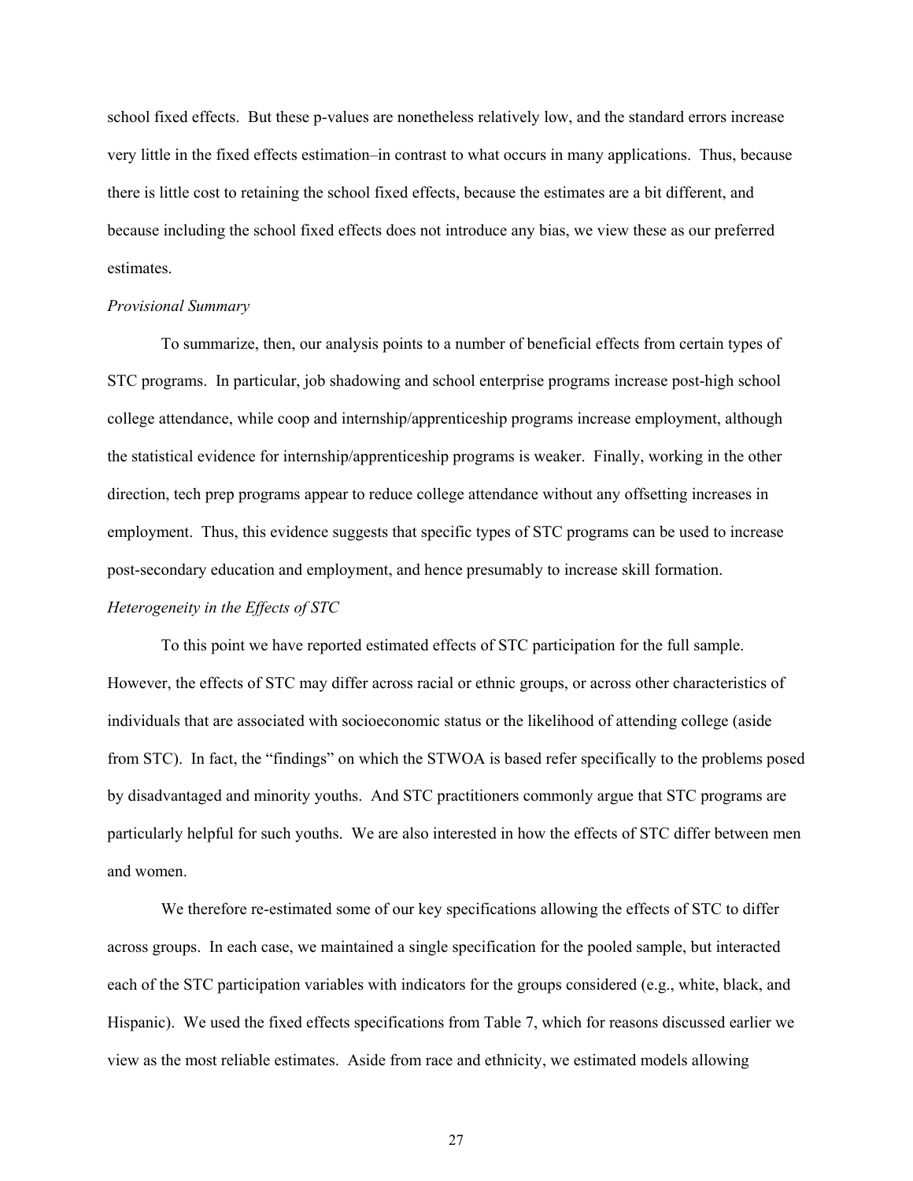school fixed effects. But these p-values are nonetheless relatively low, and the standard errors increase very little in the fixed effects estimation–in contrast to what occurs in many applications. Thus, because there is little cost to retaining the school fixed effects, because the estimates are a bit different, and because including the school fixed effects does not introduce any bias, we view these as our preferred estimates.

*Provisional Summary*

To summarize, then, our analysis points to a number of beneficial effects from certain types of STC programs. In particular, job shadowing and school enterprise programs increase post-high school college attendance, while coop and internship/apprenticeship programs increase employment, although the statistical evidence for internship/apprenticeship programs is weaker. Finally, working in the other direction, tech prep programs appear to reduce college attendance without any offsetting increases in employment. Thus, this evidence suggests that specific types of STC programs can be used to increase post-secondary education and employment, and hence presumably to increase skill formation.

*Heterogeneity in the Effects of STC*

To this point we have reported estimated effects of STC participation for the full sample. However, the effects of STC may differ across racial or ethnic groups, or across other characteristics of individuals that are associated with socioeconomic status or the likelihood of attending college (aside from STC). In fact, the "findings" on which the STWOA is based refer specifically to the problems posed by disadvantaged and minority youths. And STC practitioners commonly argue that STC programs are particularly helpful for such youths. We are also interested in how the effects of STC differ between men and women.

We therefore re-estimated some of our key specifications allowing the effects of STC to differ across groups. In each case, we maintained a single specification for the pooled sample, but interacted each of the STC participation variables with indicators for the groups considered (e.g., white, black, and Hispanic). We used the fixed effects specifications from Table 7, which for reasons discussed earlier we view as the most reliable estimates. Aside from race and ethnicity, we estimated models allowing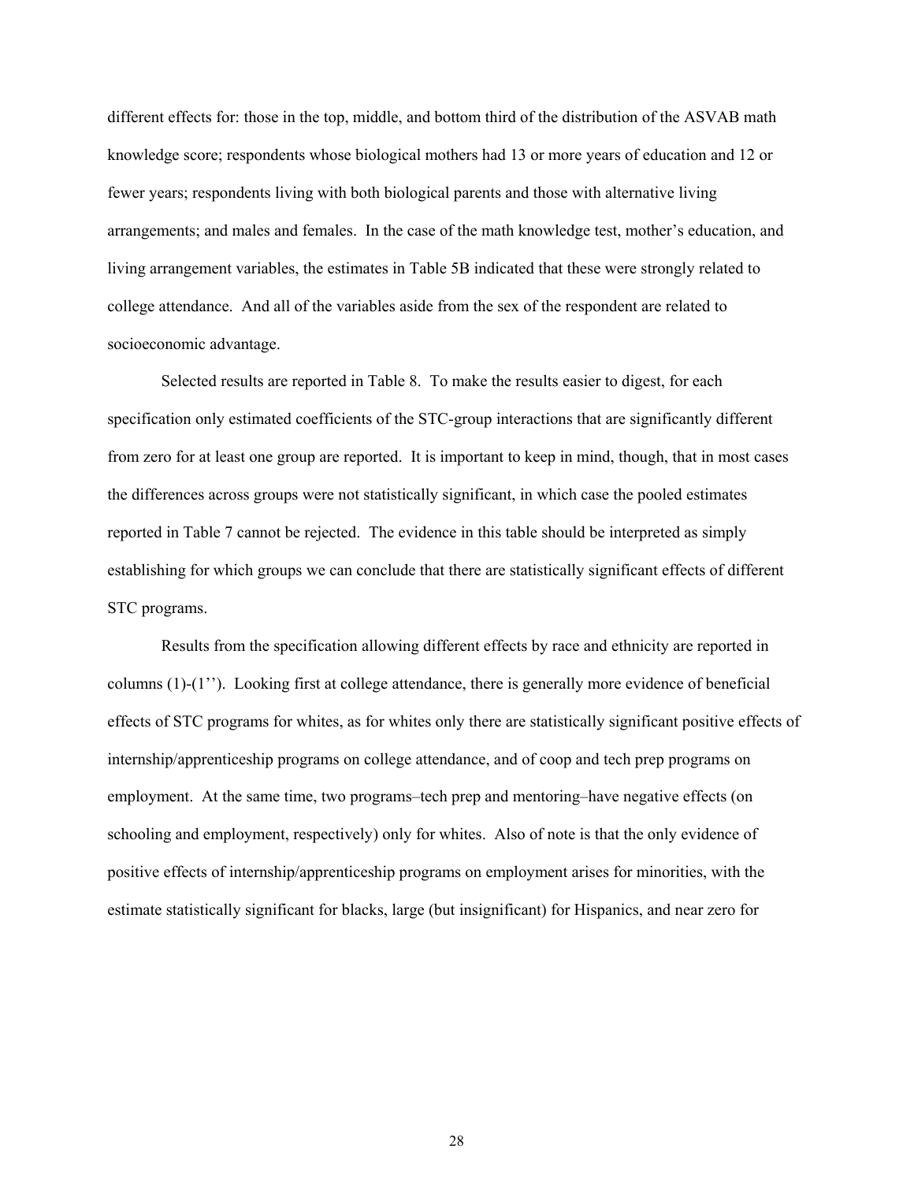different effects for: those in the top, middle, and bottom third of the distribution of the ASVAB math knowledge score; respondents whose biological mothers had 13 or more years of education and 12 or fewer years; respondents living with both biological parents and those with alternative living arrangements; and males and females. In the case of the math knowledge test, mother's education, and living arrangement variables, the estimates in Table 5B indicated that these were strongly related to college attendance. And all of the variables aside from the sex of the respondent are related to socioeconomic advantage.

Selected results are reported in Table 8. To make the results easier to digest, for each specification only estimated coefficients of the STC-group interactions that are significantly different from zero for at least one group are reported. It is important to keep in mind, though, that in most cases the differences across groups were not statistically significant, in which case the pooled estimates reported in Table 7 cannot be rejected. The evidence in this table should be interpreted as simply establishing for which groups we can conclude that there are statistically significant effects of different STC programs.

Results from the specification allowing different effects by race and ethnicity are reported in columns (1)-(1''). Looking first at college attendance, there is generally more evidence of beneficial effects of STC programs for whites, as for whites only there are statistically significant positive effects of internship/apprenticeship programs on college attendance, and of coop and tech prep programs on employment. At the same time, two programs–tech prep and mentoring–have negative effects (on schooling and employment, respectively) only for whites. Also of note is that the only evidence of positive effects of internship/apprenticeship programs on employment arises for minorities, with the estimate statistically significant for blacks, large (but insignificant) for Hispanics, and near zero for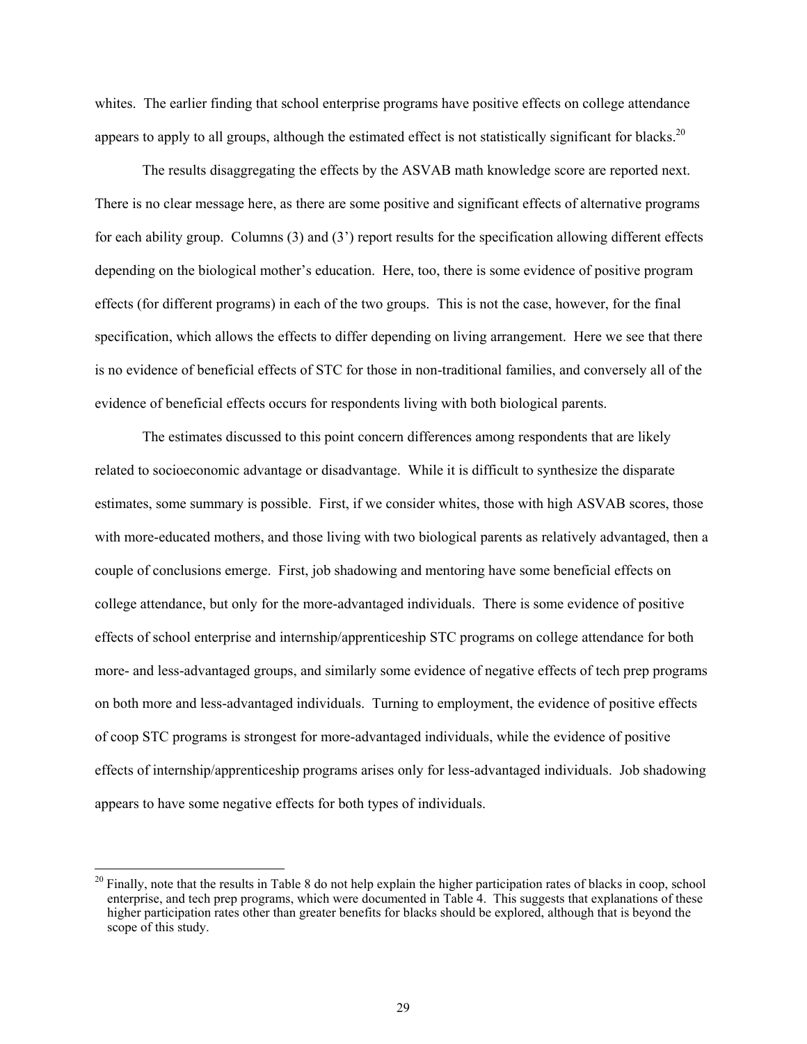whites. The earlier finding that school enterprise programs have positive effects on college attendance appears to apply to all groups, although the estimated effect is not statistically significant for blacks.[20]

The results disaggregating the effects by the ASVAB math knowledge score are reported next. There is no clear message here, as there are some positive and significant effects of alternative programs for each ability group. Columns (3) and (3') report results for the specification allowing different effects depending on the biological mother's education. Here, too, there is some evidence of positive program effects (for different programs) in each of the two groups. This is not the case, however, for the final specification, which allows the effects to differ depending on living arrangement. Here we see that there is no evidence of beneficial effects of STC for those in non-traditional families, and conversely all of the evidence of beneficial effects occurs for respondents living with both biological parents.

The estimates discussed to this point concern differences among respondents that are likely related to socioeconomic advantage or disadvantage. While it is difficult to synthesize the disparate estimates, some summary is possible. First, if we consider whites, those with high ASVAB scores, those with more-educated mothers, and those living with two biological parents as relatively advantaged, then a couple of conclusions emerge. First, job shadowing and mentoring have some beneficial effects on college attendance, but only for the more-advantaged individuals. There is some evidence of positive effects of school enterprise and internship/apprenticeship STC programs on college attendance for both more- and less-advantaged groups, and similarly some evidence of negative effects of tech prep programs on both more and less-advantaged individuals. Turning to employment, the evidence of positive effects of coop STC programs is strongest for more-advantaged individuals, while the evidence of positive effects of internship/apprenticeship programs arises only for less-advantaged individuals. Job shadowing appears to have some negative effects for both types of individuals.

[20] Finally, note that the results in Table 8 do not help explain the higher participation rates of blacks in coop, school enterprise, and tech prep programs, which were documented in Table 4. This suggests that explanations of these higher participation rates other than greater benefits for blacks should be explored, although that is beyond the scope of this study.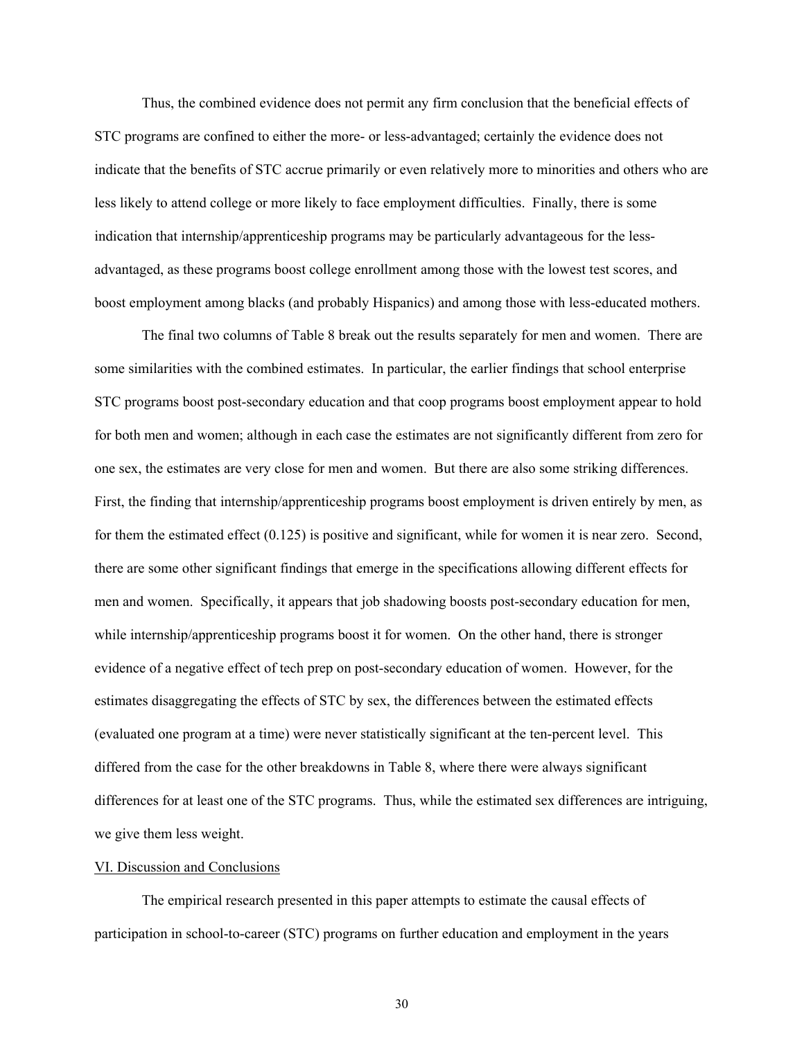Thus, the combined evidence does not permit any firm conclusion that the beneficial effects of STC programs are confined to either the more- or less-advantaged; certainly the evidence does not indicate that the benefits of STC accrue primarily or even relatively more to minorities and others who are less likely to attend college or more likely to face employment difficulties. Finally, there is some indication that internship/apprenticeship programs may be particularly advantageous for the less-advantaged, as these programs boost college enrollment among those with the lowest test scores, and boost employment among blacks (and probably Hispanics) and among those with less-educated mothers.

The final two columns of Table 8 break out the results separately for men and women. There are some similarities with the combined estimates. In particular, the earlier findings that school enterprise STC programs boost post-secondary education and that coop programs boost employment appear to hold for both men and women; although in each case the estimates are not significantly different from zero for one sex, the estimates are very close for men and women. But there are also some striking differences. First, the finding that internship/apprenticeship programs boost employment is driven entirely by men, as for them the estimated effect (0.125) is positive and significant, while for women it is near zero. Second, there are some other significant findings that emerge in the specifications allowing different effects for men and women. Specifically, it appears that job shadowing boosts post-secondary education for men, while internship/apprenticeship programs boost it for women. On the other hand, there is stronger evidence of a negative effect of tech prep on post-secondary education of women. However, for the estimates disaggregating the effects of STC by sex, the differences between the estimated effects (evaluated one program at a time) were never statistically significant at the ten-percent level. This differed from the case for the other breakdowns in Table 8, where there were always significant differences for at least one of the STC programs. Thus, while the estimated sex differences are intriguing, we give them less weight.

## VI. Discussion and Conclusions

The empirical research presented in this paper attempts to estimate the causal effects of participation in school-to-career (STC) programs on further education and employment in the years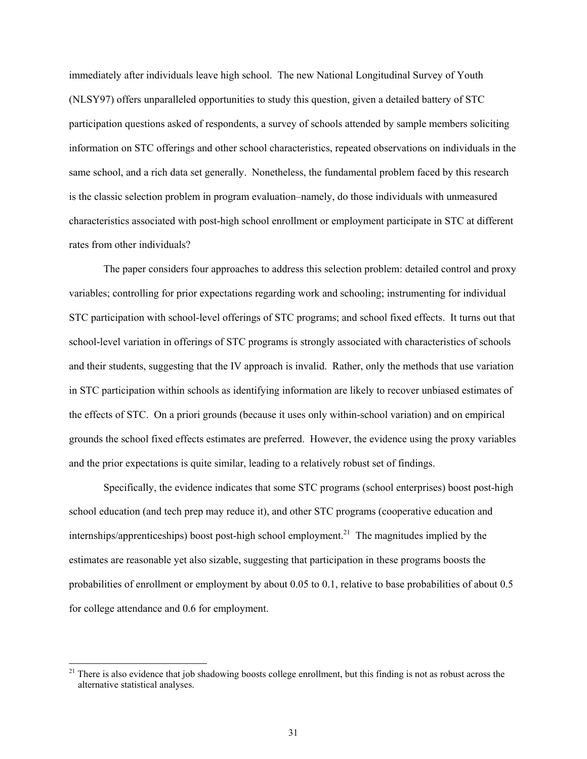immediately after individuals leave high school. The new National Longitudinal Survey of Youth (NLSY97) offers unparalleled opportunities to study this question, given a detailed battery of STC participation questions asked of respondents, a survey of schools attended by sample members soliciting information on STC offerings and other school characteristics, repeated observations on individuals in the same school, and a rich data set generally. Nonetheless, the fundamental problem faced by this research is the classic selection problem in program evaluation–namely, do those individuals with unmeasured characteristics associated with post-high school enrollment or employment participate in STC at different rates from other individuals?

The paper considers four approaches to address this selection problem: detailed control and proxy variables; controlling for prior expectations regarding work and schooling; instrumenting for individual STC participation with school-level offerings of STC programs; and school fixed effects. It turns out that school-level variation in offerings of STC programs is strongly associated with characteristics of schools and their students, suggesting that the IV approach is invalid. Rather, only the methods that use variation in STC participation within schools as identifying information are likely to recover unbiased estimates of the effects of STC. On a priori grounds (because it uses only within-school variation) and on empirical grounds the school fixed effects estimates are preferred. However, the evidence using the proxy variables and the prior expectations is quite similar, leading to a relatively robust set of findings.

Specifically, the evidence indicates that some STC programs (school enterprises) boost post-high school education (and tech prep may reduce it), and other STC programs (cooperative education and internships/apprenticeships) boost post-high school employment.[21] The magnitudes implied by the estimates are reasonable yet also sizable, suggesting that participation in these programs boosts the probabilities of enrollment or employment by about 0.05 to 0.1, relative to base probabilities of about 0.5 for college attendance and 0.6 for employment.

[21] There is also evidence that job shadowing boosts college enrollment, but this finding is not as robust across the alternative statistical analyses.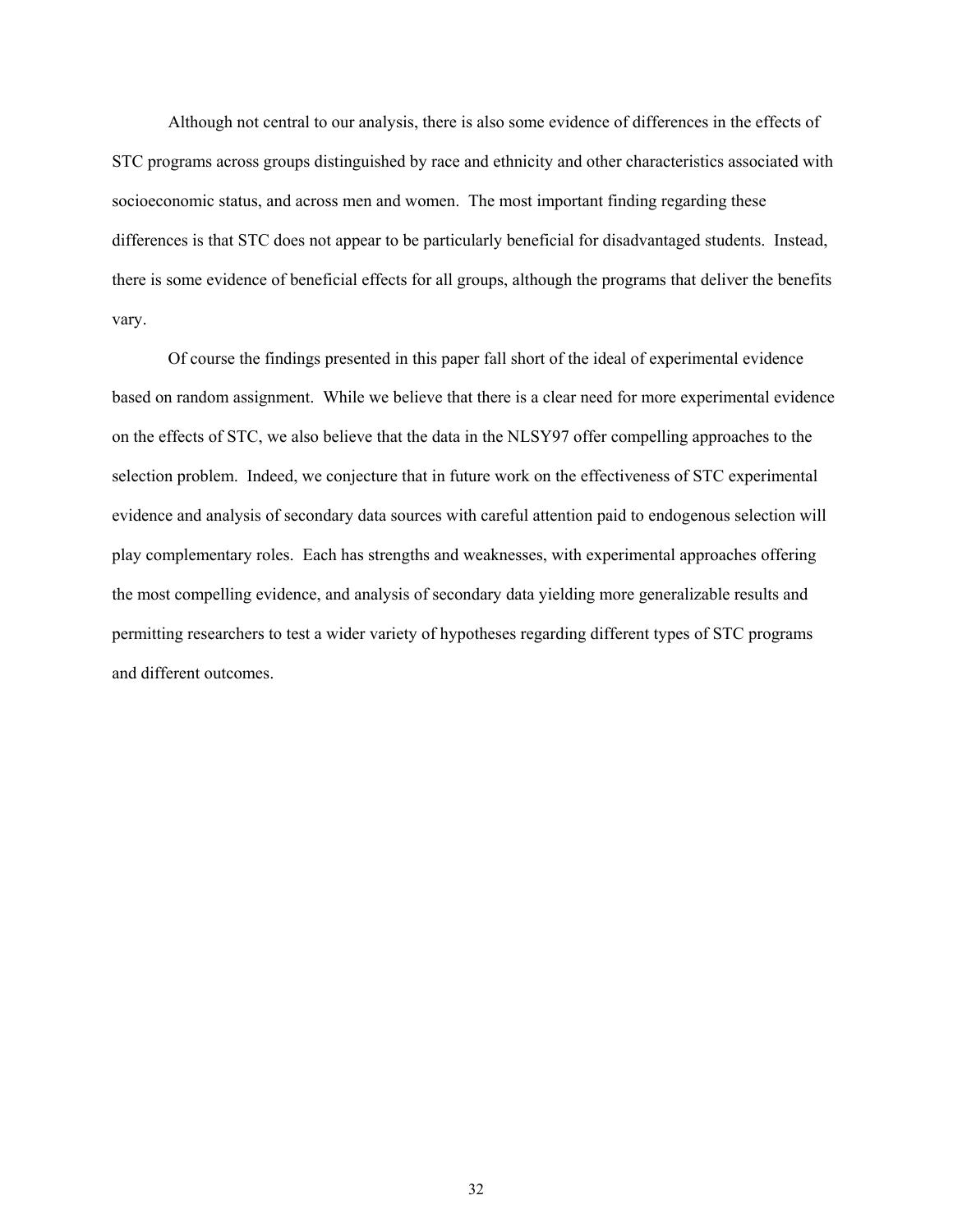Although not central to our analysis, there is also some evidence of differences in the effects of STC programs across groups distinguished by race and ethnicity and other characteristics associated with socioeconomic status, and across men and women. The most important finding regarding these differences is that STC does not appear to be particularly beneficial for disadvantaged students. Instead, there is some evidence of beneficial effects for all groups, although the programs that deliver the benefits vary.

Of course the findings presented in this paper fall short of the ideal of experimental evidence based on random assignment. While we believe that there is a clear need for more experimental evidence on the effects of STC, we also believe that the data in the NLSY97 offer compelling approaches to the selection problem. Indeed, we conjecture that in future work on the effectiveness of STC experimental evidence and analysis of secondary data sources with careful attention paid to endogenous selection will play complementary roles. Each has strengths and weaknesses, with experimental approaches offering the most compelling evidence, and analysis of secondary data yielding more generalizable results and permitting researchers to test a wider variety of hypotheses regarding different types of STC programs and different outcomes.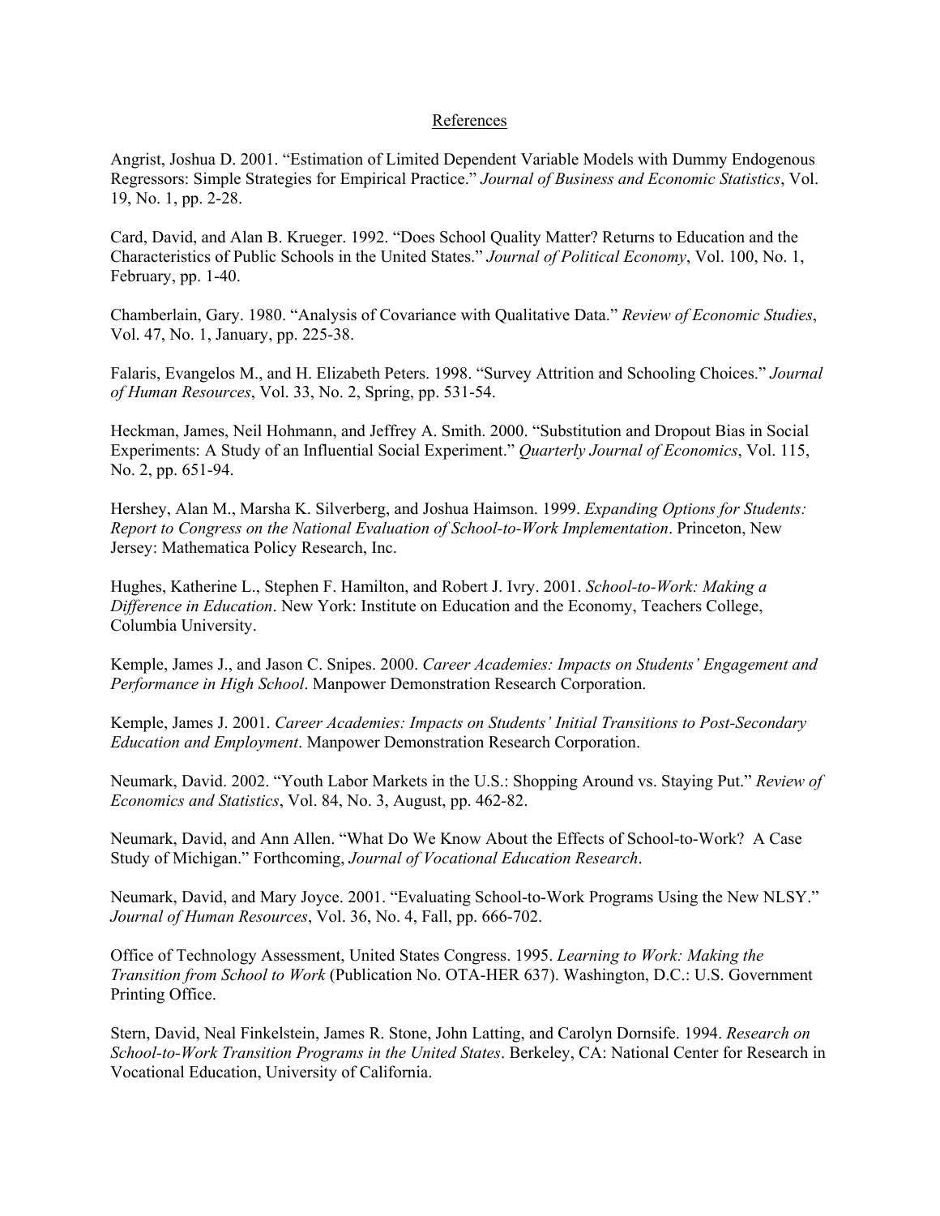# References

Angrist, Joshua D. 2001. "Estimation of Limited Dependent Variable Models with Dummy Endogenous Regressors: Simple Strategies for Empirical Practice." *Journal of Business and Economic Statistics*, Vol. 19, No. 1, pp. 2-28.

Card, David, and Alan B. Krueger. 1992. "Does School Quality Matter? Returns to Education and the Characteristics of Public Schools in the United States." *Journal of Political Economy*, Vol. 100, No. 1, February, pp. 1-40.

Chamberlain, Gary. 1980. "Analysis of Covariance with Qualitative Data." *Review of Economic Studies*, Vol. 47, No. 1, January, pp. 225-38.

Falaris, Evangelos M., and H. Elizabeth Peters. 1998. "Survey Attrition and Schooling Choices." *Journal of Human Resources*, Vol. 33, No. 2, Spring, pp. 531-54.

Heckman, James, Neil Hohmann, and Jeffrey A. Smith. 2000. "Substitution and Dropout Bias in Social Experiments: A Study of an Influential Social Experiment." *Quarterly Journal of Economics*, Vol. 115, No. 2, pp. 651-94.

Hershey, Alan M., Marsha K. Silverberg, and Joshua Haimson. 1999. *Expanding Options for Students: Report to Congress on the National Evaluation of School-to-Work Implementation*. Princeton, New Jersey: Mathematica Policy Research, Inc.

Hughes, Katherine L., Stephen F. Hamilton, and Robert J. Ivry. 2001. *School-to-Work: Making a Difference in Education*. New York: Institute on Education and the Economy, Teachers College, Columbia University.

Kemple, James J., and Jason C. Snipes. 2000. *Career Academies: Impacts on Students' Engagement and Performance in High School*. Manpower Demonstration Research Corporation.

Kemple, James J. 2001. *Career Academies: Impacts on Students' Initial Transitions to Post-Secondary Education and Employment*. Manpower Demonstration Research Corporation.

Neumark, David. 2002. "Youth Labor Markets in the U.S.: Shopping Around vs. Staying Put." *Review of Economics and Statistics*, Vol. 84, No. 3, August, pp. 462-82.

Neumark, David, and Ann Allen. "What Do We Know About the Effects of School-to-Work? A Case Study of Michigan." Forthcoming, *Journal of Vocational Education Research*.

Neumark, David, and Mary Joyce. 2001. "Evaluating School-to-Work Programs Using the New NLSY." *Journal of Human Resources*, Vol. 36, No. 4, Fall, pp. 666-702.

Office of Technology Assessment, United States Congress. 1995. *Learning to Work: Making the Transition from School to Work* (Publication No. OTA-HER 637). Washington, D.C.: U.S. Government Printing Office.

Stern, David, Neal Finkelstein, James R. Stone, John Latting, and Carolyn Dornsife. 1994. *Research on School-to-Work Transition Programs in the United States*. Berkeley, CA: National Center for Research in Vocational Education, University of California.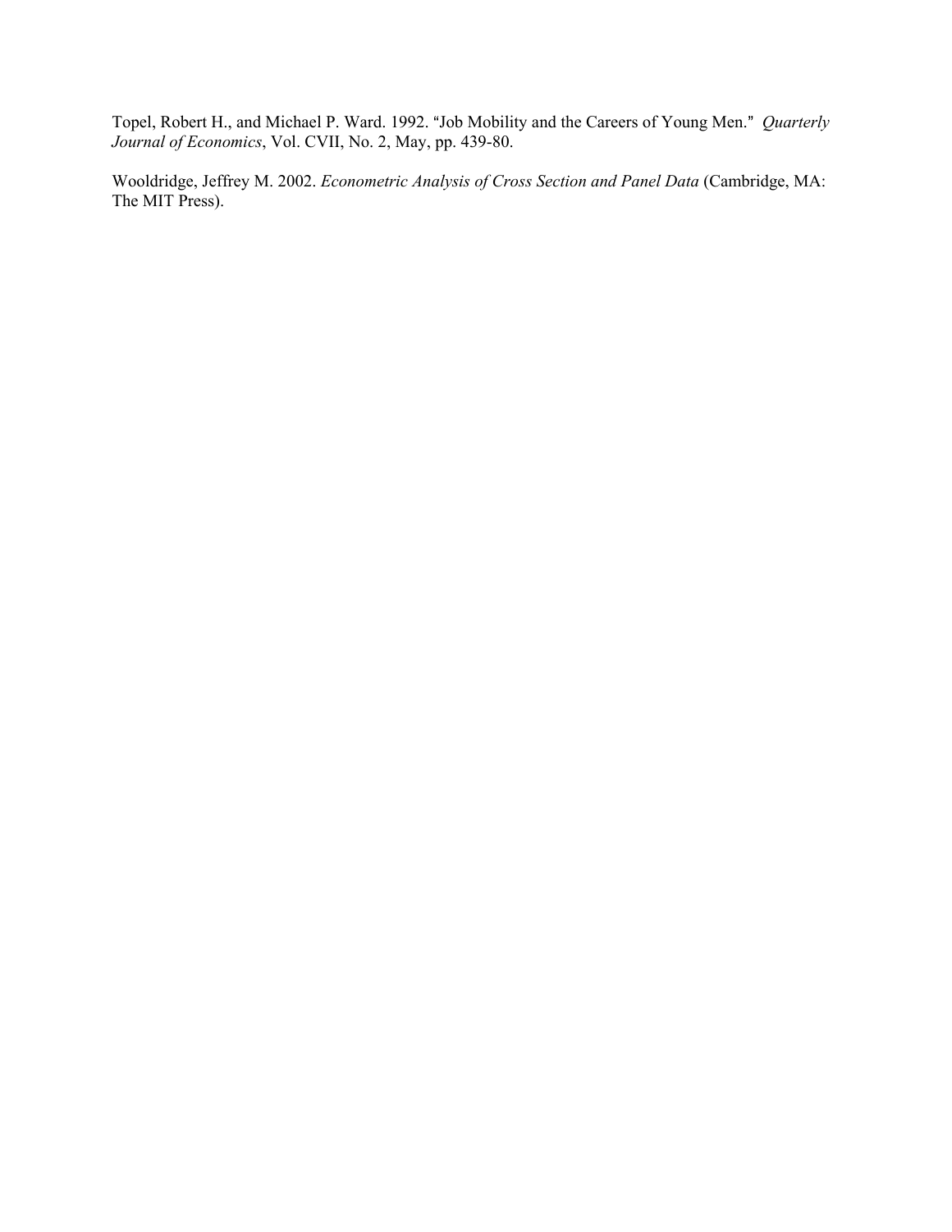Topel, Robert H., and Michael P. Ward. 1992. "Job Mobility and the Careers of Young Men." *Quarterly Journal of Economics*, Vol. CVII, No. 2, May, pp. 439-80.

Wooldridge, Jeffrey M. 2002. *Econometric Analysis of Cross Section and Panel Data* (Cambridge, MA: The MIT Press).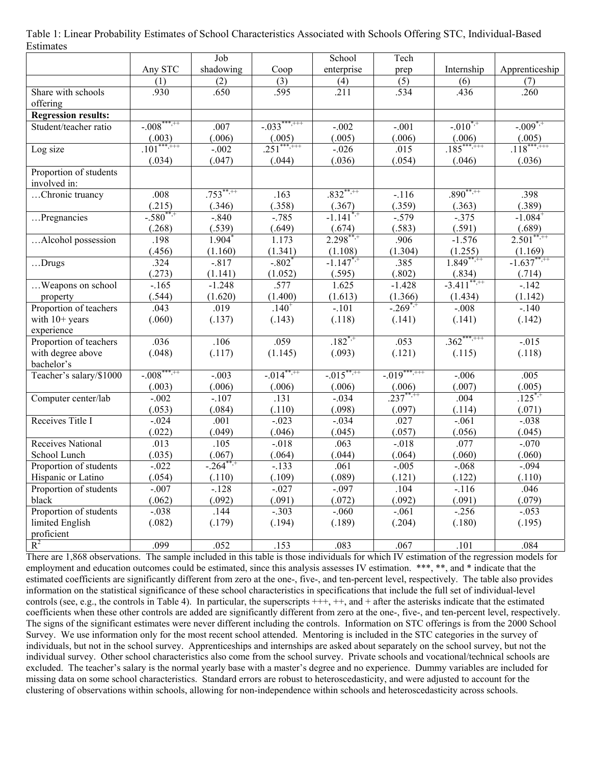Table 1: Linear Probability Estimates of School Characteristics Associated with Schools Offering STC, Individual-Based Estimates

| | Any STC | Job shadowing | Coop | School enterprise | Tech prep | Internship | Apprenticeship |
|---|---|---|---|---|---|---|---|
| | (1) | (2) | (3) | (4) | (5) | (6) | (7) |
| Share with schools offering | .930 | .650 | .595 | .211 | .534 | .436 | .260 |
| **Regression results:** | | | | | | | |
| Student/teacher ratio | -.008***,++ | .007 | -.033***,+++ | -.002 | -.001 | -.010*,+ | -.009*,+ |
| | (.003) | (.006) | (.005) | (.005) | (.006) | (.006) | (.005) |
| Log size | .101***,+++ | -.002 | .251***,+++ | -.026 | .015 | .185***,+++ | .118***,+++ |
| | (.034) | (.047) | (.044) | (.036) | (.054) | (.046) | (.036) |
| Proportion of students involved in: | | | | | | | |
| …Chronic truancy | .008 | .753**,++ | .163 | .832**,++ | -.116 | .890**,++ | .398 |
| | (.215) | (.346) | (.358) | (.367) | (.359) | (.363) | (.389) |
| …Pregnancies | -.580**,+ | -.840 | -.785 | -1.141*,+ | -.579 | -.375 | -1.084+ |
| | (.268) | (.539) | (.649) | (.674) | (.583) | (.591) | (.689) |
| …Alcohol possession | .198 | 1.904* | 1.173 | 2.298**,+ | .906 | -1.576 | 2.501**,++ |
| | (.456) | (1.160) | (1.341) | (1.108) | (1.304) | (1.255) | (1.169) |
| …Drugs | .324 | -.817 | -.802* | -1.147*,+ | .385 | 1.849**,++ | -1.637**,++ |
| | (.273) | (1.141) | (1.052) | (.595) | (.802) | (.834) | (.714) |
| …Weapons on school property | -.165 | -1.248 | .577 | 1.625 | -1.428 | -3.411**,++ | -.142 |
| | (.544) | (1.620) | (1.400) | (1.613) | (1.366) | (1.434) | (1.142) |
| Proportion of teachers with 10+ years experience | .043 | .019 | .140+ | -.101 | -.269*,+ | -.008 | -.140 |
| | (.060) | (.137) | (.143) | (.118) | (.141) | (.141) | (.142) |
| Proportion of teachers with degree above bachelor's | .036 | .106 | .059 | .182*,+ | .053 | .362***,+++ | -.015 |
| | (.048) | (.117) | (1.145) | (.093) | (.121) | (.115) | (.118) |
| Teacher's salary/$1000 | -.008***,++ | -.003 | -.014**,++ | -.015**,++ | -.019***,+++ | -.006 | .005 |
| | (.003) | (.006) | (.006) | (.006) | (.006) | (.007) | (.005) |
| Computer center/lab | -.002 | -.107 | .131 | -.034 | .237**,++ | .004 | .125*,+ |
| | (.053) | (.084) | (.110) | (.098) | (.097) | (.114) | (.071) |
| Receives Title I | -.024 | .001 | -.023 | -.034 | .027 | -.061 | -.038 |
| | (.022) | (.049) | (.046) | (.045) | (.057) | (.056) | (.045) |
| Receives National School Lunch | .013 | .105 | -.018 | .063 | -.018 | .077 | -.070 |
| | (.035) | (.067) | (.064) | (.044) | (.064) | (.060) | (.060) |
| Proportion of students Hispanic or Latino | -.022 | -.264**,+ | -.133 | .061 | -.005 | -.068 | -.094 |
| | (.054) | (.110) | (.109) | (.089) | (.121) | (.122) | (.110) |
| Proportion of students black | -.007 | -.128 | -.027 | -.097 | .104 | -.116 | .046 |
| | (.062) | (.092) | (.091) | (.072) | (.092) | (.091) | (.079) |
| Proportion of students limited English proficient | -.038 | .144 | -.303 | -.060 | -.061 | -.256 | -.053 |
| | (.082) | (.179) | (.194) | (.189) | (.204) | (.180) | (.195) |
| $R^2$ | .099 | .052 | .153 | .083 | .067 | .101 | .084 |

There are 1,868 observations. The sample included in this table is those individuals for which IV estimation of the regression models for employment and education outcomes could be estimated, since this analysis assesses IV estimation. ***, **, and * indicate that the estimated coefficients are significantly different from zero at the one-, five-, and ten-percent level, respectively. The table also provides information on the statistical significance of these school characteristics in specifications that include the full set of individual-level controls (see, e.g., the controls in Table 4). In particular, the superscripts +++, ++, and + after the asterisks indicate that the estimated coefficients when these other controls are added are significantly different from zero at the one-, five-, and ten-percent level, respectively. The signs of the significant estimates were never different including the controls. Information on STC offerings is from the 2000 School Survey. We use information only for the most recent school attended. Mentoring is included in the STC categories in the survey of individuals, but not in the school survey. Apprenticeships and internships are asked about separately on the school survey, but not the individual survey. Other school characteristics also come from the school survey. Private schools and vocational/technical schools are excluded. The teacher's salary is the normal yearly base with a master's degree and no experience. Dummy variables are included for missing data on some school characteristics. Standard errors are robust to heteroscedasticity, and were adjusted to account for the clustering of observations within schools, allowing for non-independence within schools and heteroscedasticity across schools.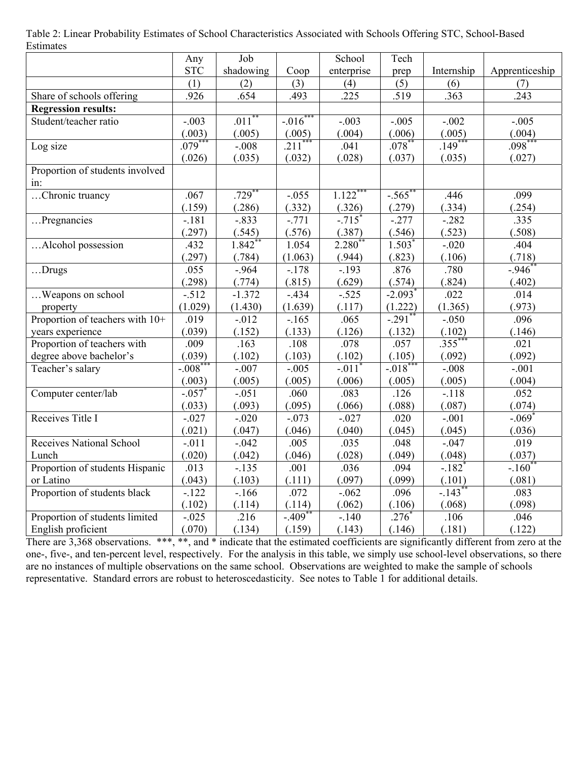Table 2: Linear Probability Estimates of School Characteristics Associated with Schools Offering STC, School-Based Estimates

| | Any STC | Job shadowing | Coop | School enterprise | Tech prep | Internship | Apprenticeship |
|---|---|---|---|---|---|---|---|
| | (1) | (2) | (3) | (4) | (5) | (6) | (7) |
| Share of schools offering | .926 | .654 | .493 | .225 | .519 | .363 | .243 |
| **Regression results:** | | | | | | | |
| Student/teacher ratio | -.003 | .011** | -.016*** | -.003 | -.005 | -.002 | -.005 |
| | (.003) | (.005) | (.005) | (.004) | (.006) | (.005) | (.004) |
| Log size | .079*** | -.008 | .211*** | .041 | .078** | .149*** | .098*** |
| | (.026) | (.035) | (.032) | (.028) | (.037) | (.035) | (.027) |
| Proportion of students involved in: | | | | | | | |
| …Chronic truancy | .067 | .729** | -.055 | 1.122*** | -.565** | .446 | .099 |
| | (.159) | (.286) | (.332) | (.326) | (.279) | (.334) | (.254) |
| …Pregnancies | -.181 | -.833 | -.771 | -.715* | -.277 | -.282 | .335 |
| | (.297) | (.545) | (.576) | (.387) | (.546) | (.523) | (.508) |
| …Alcohol possession | .432 | 1.842** | 1.054 | 2.280** | 1.503* | -.020 | .404 |
| | (.297) | (.784) | (1.063) | (.944) | (.823) | (.106) | (.718) |
| …Drugs | .055 | -.964 | -.178 | -.193 | .876 | .780 | -.946** |
| | (.298) | (.774) | (.815) | (.629) | (.574) | (.824) | (.402) |
| …Weapons on school property | -.512 | -1.372 | -.434 | -.525 | -2.093* | .022 | .014 |
| | (1.029) | (1.430) | (1.639) | (.117) | (1.222) | (1.365) | (.973) |
| Proportion of teachers with 10+ years experience | .019 | -.012 | -.165 | .065 | -.291** | -.050 | .096 |
| | (.039) | (.152) | (.133) | (.126) | (.132) | (.102) | (.146) |
| Proportion of teachers with degree above bachelor's | .009 | .163 | .108 | .078 | .057 | .355*** | .021 |
| | (.039) | (.102) | (.103) | (.102) | (.105) | (.092) | (.092) |
| Teacher's salary | -.008*** | -.007 | -.005 | -.011* | -.018*** | -.008 | -.001 |
| | (.003) | (.005) | (.005) | (.006) | (.005) | (.005) | (.004) |
| Computer center/lab | -.057* | -.051 | .060 | .083 | .126 | -.118 | .052 |
| | (.033) | (.093) | (.095) | (.066) | (.088) | (.087) | (.074) |
| Receives Title I | -.027 | -.020 | -.073 | -.027 | .020 | -.001 | -.069* |
| | (.021) | (.047) | (.046) | (.040) | (.045) | (.045) | (.036) |
| Receives National School Lunch | -.011 | -.042 | .005 | .035 | .048 | -.047 | .019 |
| | (.020) | (.042) | (.046) | (.028) | (.049) | (.048) | (.037) |
| Proportion of students Hispanic or Latino | .013 | -.135 | .001 | .036 | .094 | -.182* | -.160** |
| | (.043) | (.103) | (.111) | (.097) | (.099) | (.101) | (.081) |
| Proportion of students black | -.122 | -.166 | .072 | -.062 | .096 | -.143** | .083 |
| | (.102) | (.114) | (.114) | (.062) | (.106) | (.068) | (.098) |
| Proportion of students limited English proficient | -.025 | .216 | -.409** | -.140 | .276* | .106 | .046 |
| | (.070) | (.134) | (.159) | (.143) | (.146) | (.181) | (.122) |

There are 3,368 observations. ***, **, and * indicate that the estimated coefficients are significantly different from zero at the one-, five-, and ten-percent level, respectively. For the analysis in this table, we simply use school-level observations, so there are no instances of multiple observations on the same school. Observations are weighted to make the sample of schools representative. Standard errors are robust to heteroscedasticity. See notes to Table 1 for additional details.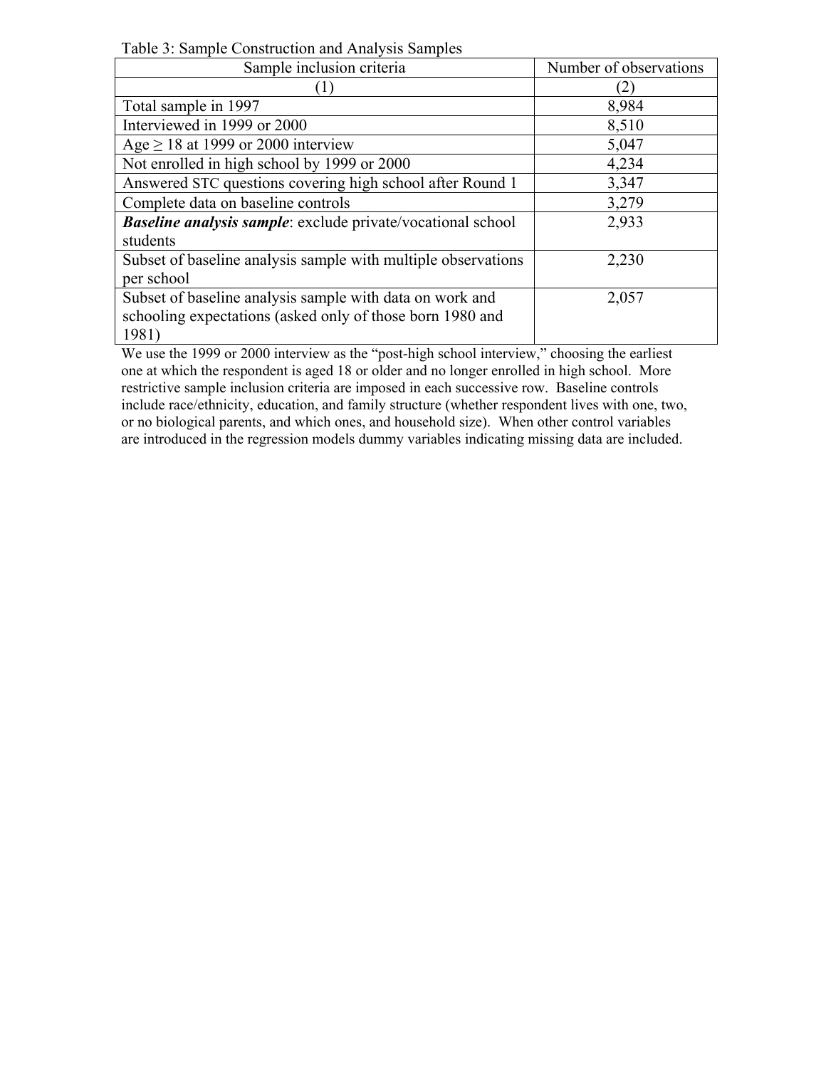Table 3: Sample Construction and Analysis Samples

| Sample inclusion criteria | Number of observations |
|---|---|
| (1) | (2) |
| Total sample in 1997 | 8,984 |
| Interviewed in 1999 or 2000 | 8,510 |
| Age ≥ 18 at 1999 or 2000 interview | 5,047 |
| Not enrolled in high school by 1999 or 2000 | 4,234 |
| Answered STC questions covering high school after Round 1 | 3,347 |
| Complete data on baseline controls | 3,279 |
| ***Baseline analysis sample***: exclude private/vocational school students | 2,933 |
| Subset of baseline analysis sample with multiple observations per school | 2,230 |
| Subset of baseline analysis sample with data on work and schooling expectations (asked only of those born 1980 and 1981) | 2,057 |

We use the 1999 or 2000 interview as the "post-high school interview," choosing the earliest one at which the respondent is aged 18 or older and no longer enrolled in high school. More restrictive sample inclusion criteria are imposed in each successive row. Baseline controls include race/ethnicity, education, and family structure (whether respondent lives with one, two, or no biological parents, and which ones, and household size). When other control variables are introduced in the regression models dummy variables indicating missing data are included.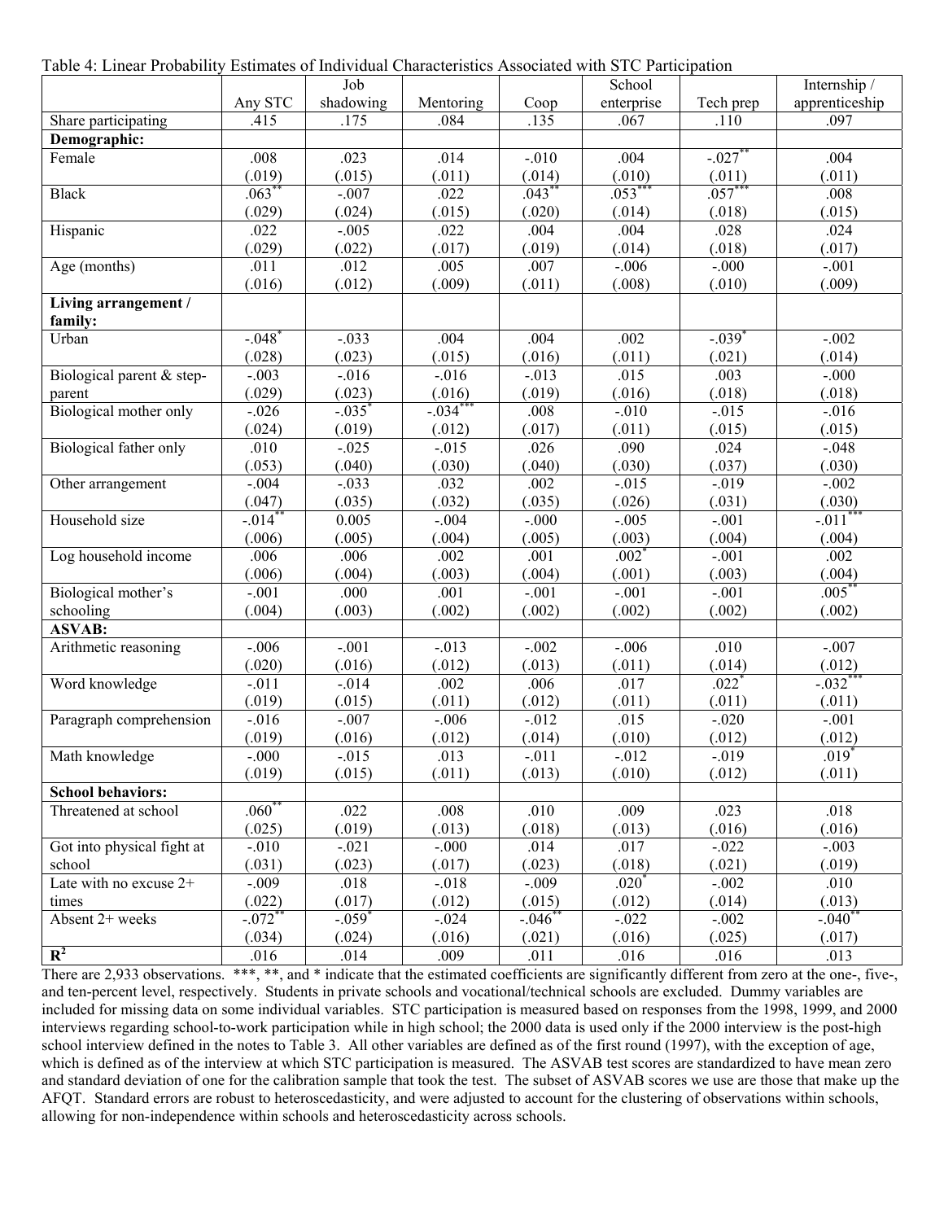Table 4: Linear Probability Estimates of Individual Characteristics Associated with STC Participation

| | Any STC | Job shadowing | Mentoring | Coop | School enterprise | Tech prep | Internship / apprenticeship |
|---|---|---|---|---|---|---|---|
| Share participating | .415 | .175 | .084 | .135 | .067 | .110 | .097 |
| **Demographic:** | | | | | | | |
| Female | .008 | .023 | .014 | -.010 | .004 | -.027** | .004 |
| | (.019) | (.015) | (.011) | (.014) | (.010) | (.011) | (.011) |
| Black | .063** | -.007 | .022 | .043** | .053*** | .057*** | .008 |
| | (.029) | (.024) | (.015) | (.020) | (.014) | (.018) | (.015) |
| Hispanic | .022 | -.005 | .022 | .004 | .004 | .028 | .024 |
| | (.029) | (.022) | (.017) | (.019) | (.014) | (.018) | (.017) |
| Age (months) | .011 | .012 | .005 | .007 | -.006 | -.000 | -.001 |
| | (.016) | (.012) | (.009) | (.011) | (.008) | (.010) | (.009) |
| **Living arrangement / family:** | | | | | | | |
| Urban | -.048* | -.033 | .004 | .004 | .002 | -.039* | -.002 |
| | (.028) | (.023) | (.015) | (.016) | (.011) | (.021) | (.014) |
| Biological parent & step-parent | -.003 | -.016 | -.016 | -.013 | .015 | .003 | -.000 |
| | (.029) | (.023) | (.016) | (.019) | (.016) | (.018) | (.018) |
| Biological mother only | -.026 | -.035* | -.034*** | .008 | -.010 | -.015 | -.016 |
| | (.024) | (.019) | (.012) | (.017) | (.011) | (.015) | (.015) |
| Biological father only | .010 | -.025 | -.015 | .026 | .090 | .024 | -.048 |
| | (.053) | (.040) | (.030) | (.040) | (.030) | (.037) | (.030) |
| Other arrangement | -.004 | -.033 | .032 | .002 | -.015 | -.019 | -.002 |
| | (.047) | (.035) | (.032) | (.035) | (.026) | (.031) | (.030) |
| Household size | -.014** | 0.005 | -.004 | -.000 | -.005 | -.001 | -.011*** |
| | (.006) | (.005) | (.004) | (.005) | (.003) | (.004) | (.004) |
| Log household income | .006 | .006 | .002 | .001 | .002* | -.001 | .002 |
| | (.006) | (.004) | (.003) | (.004) | (.001) | (.003) | (.004) |
| Biological mother's schooling | -.001 | .000 | .001 | -.001 | -.001 | -.001 | .005** |
| | (.004) | (.003) | (.002) | (.002) | (.002) | (.002) | (.002) |
| **ASVAB:** | | | | | | | |
| Arithmetic reasoning | -.006 | -.001 | -.013 | -.002 | -.006 | .010 | -.007 |
| | (.020) | (.016) | (.012) | (.013) | (.011) | (.014) | (.012) |
| Word knowledge | -.011 | -.014 | .002 | .006 | .017 | .022* | -.032*** |
| | (.019) | (.015) | (.011) | (.012) | (.011) | (.011) | (.011) |
| Paragraph comprehension | -.016 | -.007 | -.006 | -.012 | .015 | -.020 | -.001 |
| | (.019) | (.016) | (.012) | (.014) | (.010) | (.012) | (.012) |
| Math knowledge | -.000 | -.015 | .013 | -.011 | -.012 | -.019 | .019* |
| | (.019) | (.015) | (.011) | (.013) | (.010) | (.012) | (.011) |
| **School behaviors:** | | | | | | | |
| Threatened at school | .060** | .022 | .008 | .010 | .009 | .023 | .018 |
| | (.025) | (.019) | (.013) | (.018) | (.013) | (.016) | (.016) |
| Got into physical fight at school | -.010 | -.021 | -.000 | .014 | .017 | -.022 | -.003 |
| | (.031) | (.023) | (.017) | (.023) | (.018) | (.021) | (.019) |
| Late with no excuse 2+ times | -.009 | .018 | -.018 | -.009 | .020* | -.002 | .010 |
| | (.022) | (.017) | (.012) | (.015) | (.012) | (.014) | (.013) |
| Absent 2+ weeks | -.072** | -.059* | -.024 | -.046** | -.022 | -.002 | -.040** |
| | (.034) | (.024) | (.016) | (.021) | (.016) | (.025) | (.017) |
| $R^2$ | .016 | .014 | .009 | .011 | .016 | .016 | .013 |

There are 2,933 observations. ***, **, and * indicate that the estimated coefficients are significantly different from zero at the one-, five-, and ten-percent level, respectively. Students in private schools and vocational/technical schools are excluded. Dummy variables are included for missing data on some individual variables. STC participation is measured based on responses from the 1998, 1999, and 2000 interviews regarding school-to-work participation while in high school; the 2000 data is used only if the 2000 interview is the post-high school interview defined in the notes to Table 3. All other variables are defined as of the first round (1997), with the exception of age, which is defined as of the interview at which STC participation is measured. The ASVAB test scores are standardized to have mean zero and standard deviation of one for the calibration sample that took the test. The subset of ASVAB scores we use are those that make up the AFQT. Standard errors are robust to heteroscedasticity, and were adjusted to account for the clustering of observations within schools, allowing for non-independence within schools and heteroscedasticity across schools.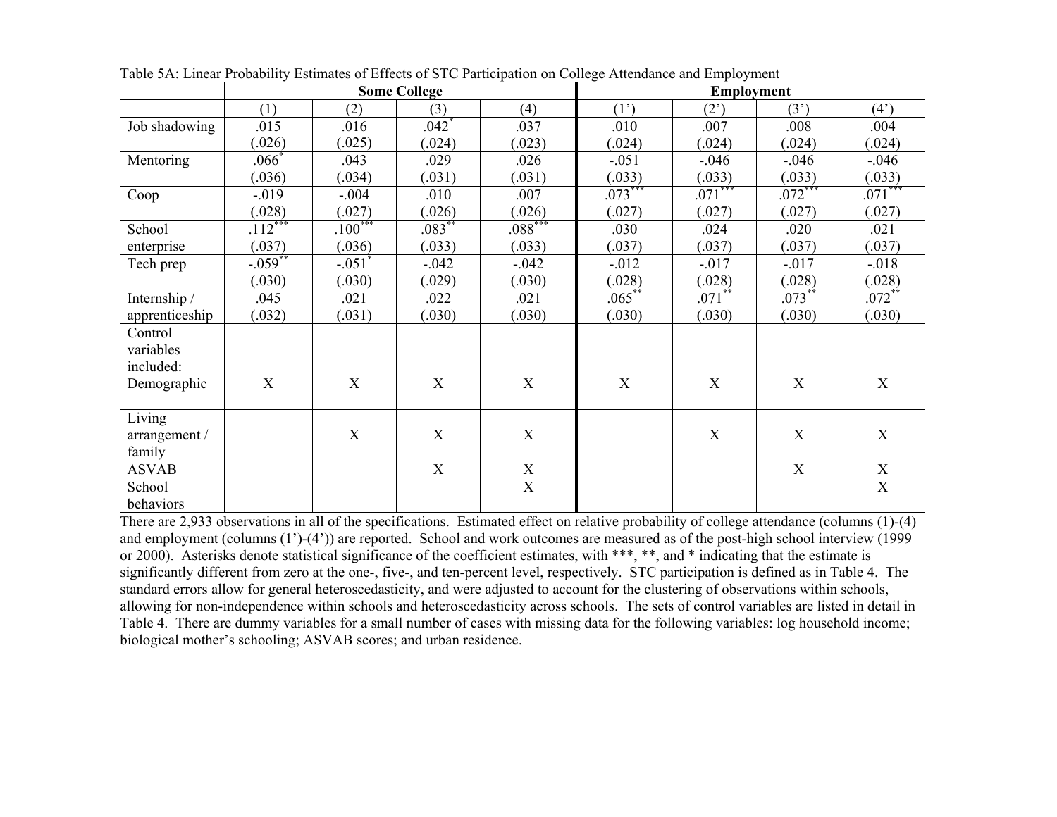Table 5A: Linear Probability Estimates of Effects of STC Participation on College Attendance and Employment

| | Some College | | | | Employment | | | |
|---|---|---|---|---|---|---|---|---|
| | (1) | (2) | (3) | (4) | (1') | (2') | (3') | (4') |
| Job shadowing | .015 | .016 | .042* | .037 | .010 | .007 | .008 | .004 |
| | (.026) | (.025) | (.024) | (.023) | (.024) | (.024) | (.024) | (.024) |
| Mentoring | .066* | .043 | .029 | .026 | -.051 | -.046 | -.046 | -.046 |
| | (.036) | (.034) | (.031) | (.031) | (.033) | (.033) | (.033) | (.033) |
| Coop | -.019 | -.004 | .010 | .007 | .073*** | .071*** | .072*** | .071*** |
| | (.028) | (.027) | (.026) | (.026) | (.027) | (.027) | (.027) | (.027) |
| School enterprise | .112*** | .100*** | .083** | .088*** | .030 | .024 | .020 | .021 |
| | (.037) | (.036) | (.033) | (.033) | (.037) | (.037) | (.037) | (.037) |
| Tech prep | -.059** | -.051* | -.042 | -.042 | -.012 | -.017 | -.017 | -.018 |
| | (.030) | (.030) | (.029) | (.030) | (.028) | (.028) | (.028) | (.028) |
| Internship / apprenticeship | .045 | .021 | .022 | .021 | .065** | .071** | .073** | .072** |
| | (.032) | (.031) | (.030) | (.030) | (.030) | (.030) | (.030) | (.030) |
| Control variables included: | | | | | | | | |
| Demographic | X | X | X | X | X | X | X | X |
| Living arrangement / family | | X | X | X | | X | X | X |
| ASVAB | | | X | X | | | X | X |
| School behaviors | | | | X | | | | X |

There are 2,933 observations in all of the specifications. Estimated effect on relative probability of college attendance (columns (1)-(4) and employment (columns (1')-(4')) are reported. School and work outcomes are measured as of the post-high school interview (1999 or 2000). Asterisks denote statistical significance of the coefficient estimates, with ***, **, and * indicating that the estimate is significantly different from zero at the one-, five-, and ten-percent level, respectively. STC participation is defined as in Table 4. The standard errors allow for general heteroscedasticity, and were adjusted to account for the clustering of observations within schools, allowing for non-independence within schools and heteroscedasticity across schools. The sets of control variables are listed in detail in Table 4. There are dummy variables for a small number of cases with missing data for the following variables: log household income; biological mother's schooling; ASVAB scores; and urban residence.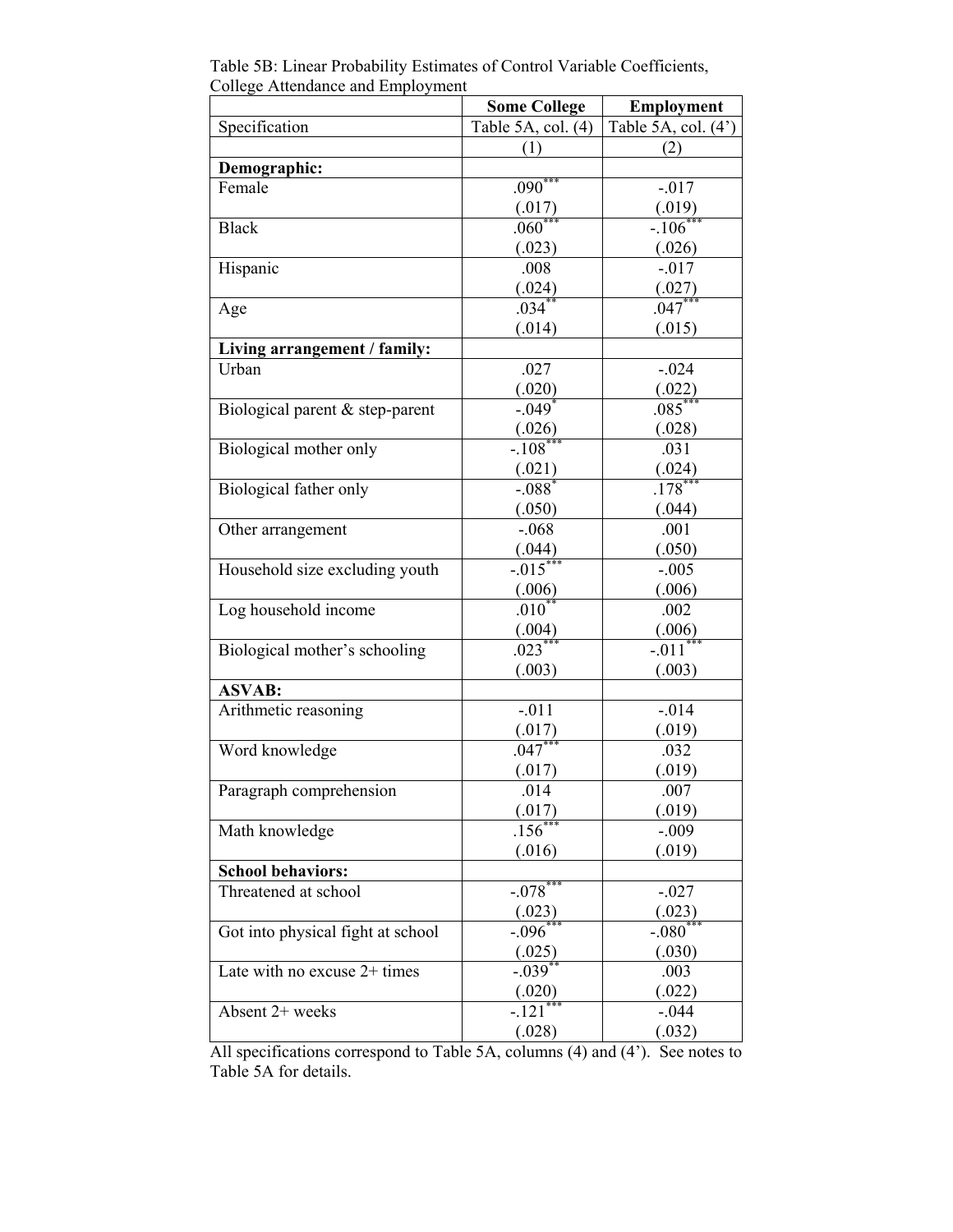Table 5B: Linear Probability Estimates of Control Variable Coefficients, College Attendance and Employment

| | Some College | Employment |
|---|---|---|
| Specification | Table 5A, col. (4) | Table 5A, col. (4') |
| | (1) | (2) |
| **Demographic:** | | |
| Female | .090*** | -.017 |
| | (.017) | (.019) |
| Black | .060*** | -.106*** |
| | (.023) | (.026) |
| Hispanic | .008 | -.017 |
| | (.024) | (.027) |
| Age | .034** | .047*** |
| | (.014) | (.015) |
| **Living arrangement / family:** | | |
| Urban | .027 | -.024 |
| | (.020) | (.022) |
| Biological parent & step-parent | -.049* | .085*** |
| | (.026) | (.028) |
| Biological mother only | -.108*** | .031 |
| | (.021) | (.024) |
| Biological father only | -.088* | .178*** |
| | (.050) | (.044) |
| Other arrangement | -.068 | .001 |
| | (.044) | (.050) |
| Household size excluding youth | -.015*** | -.005 |
| | (.006) | (.006) |
| Log household income | .010** | .002 |
| | (.004) | (.006) |
| Biological mother's schooling | .023*** | -.011*** |
| | (.003) | (.003) |
| **ASVAB:** | | |
| Arithmetic reasoning | -.011 | -.014 |
| | (.017) | (.019) |
| Word knowledge | .047*** | .032 |
| | (.017) | (.019) |
| Paragraph comprehension | .014 | .007 |
| | (.017) | (.019) |
| Math knowledge | .156*** | -.009 |
| | (.016) | (.019) |
| **School behaviors:** | | |
| Threatened at school | -.078*** | -.027 |
| | (.023) | (.023) |
| Got into physical fight at school | -.096*** | -.080*** |
| | (.025) | (.030) |
| Late with no excuse 2+ times | -.039** | .003 |
| | (.020) | (.022) |
| Absent 2+ weeks | -.121*** | -.044 |
| | (.028) | (.032) |

All specifications correspond to Table 5A, columns (4) and (4'). See notes to Table 5A for details.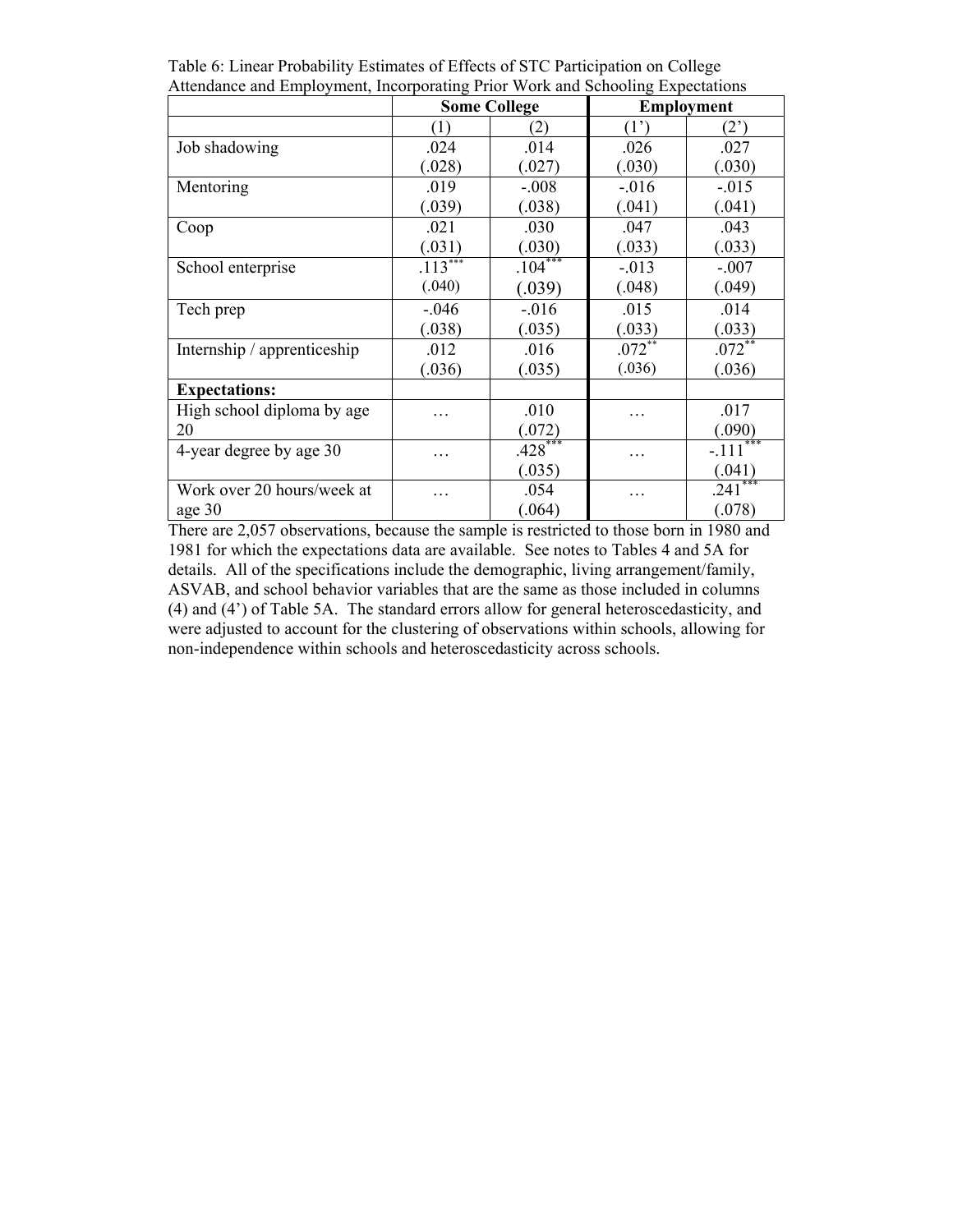Table 6: Linear Probability Estimates of Effects of STC Participation on College Attendance and Employment, Incorporating Prior Work and Schooling Expectations

| | Some College | | Employment | |
|---|---|---|---|---|
| | (1) | (2) | (1') | (2') |
| Job shadowing | .024<br>(.028) | .014<br>(.027) | .026<br>(.030) | .027<br>(.030) |
| Mentoring | .019<br>(.039) | -.008<br>(.038) | -.016<br>(.041) | -.015<br>(.041) |
| Coop | .021<br>(.031) | .030<br>(.030) | .047<br>(.033) | .043<br>(.033) |
| School enterprise | .113***<br>(.040) | .104***<br>(.039) | -.013<br>(.048) | -.007<br>(.049) |
| Tech prep | -.046<br>(.038) | -.016<br>(.035) | .015<br>(.033) | .014<br>(.033) |
| Internship / apprenticeship | .012<br>(.036) | .016<br>(.035) | .072**<br>(.036) | .072**<br>(.036) |
| **Expectations:** | | | | |
| High school diploma by age 20 | … | .010<br>(.072) | … | .017<br>(.090) |
| 4-year degree by age 30 | … | .428***<br>(.035) | … | -.111***<br>(.041) |
| Work over 20 hours/week at age 30 | … | .054<br>(.064) | … | .241***<br>(.078) |

There are 2,057 observations, because the sample is restricted to those born in 1980 and 1981 for which the expectations data are available. See notes to Tables 4 and 5A for details. All of the specifications include the demographic, living arrangement/family, ASVAB, and school behavior variables that are the same as those included in columns (4) and (4') of Table 5A. The standard errors allow for general heteroscedasticity, and were adjusted to account for the clustering of observations within schools, allowing for non-independence within schools and heteroscedasticity across schools.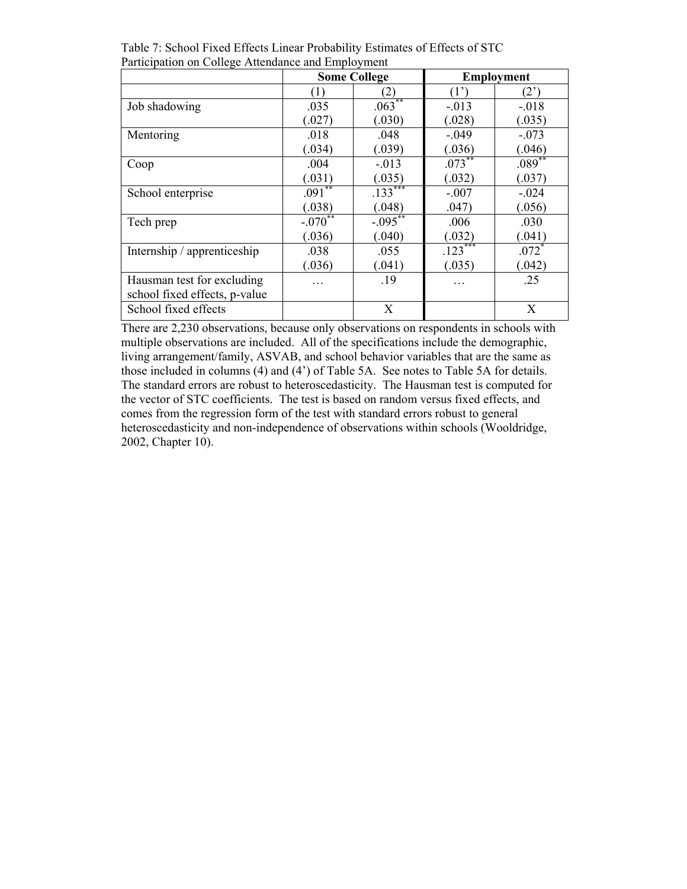Table 7: School Fixed Effects Linear Probability Estimates of Effects of STC Participation on College Attendance and Employment

| | Some College | | Employment | |
|---|---|---|---|---|
| | (1) | (2) | (1') | (2') |
| Job shadowing | .035<br>(.027) | .063**<br>(.030) | -.013<br>(.028) | -.018<br>(.035) |
| Mentoring | .018<br>(.034) | .048<br>(.039) | -.049<br>(.036) | -.073<br>(.046) |
| Coop | .004<br>(.031) | -.013<br>(.035) | .073**<br>(.032) | .089**<br>(.037) |
| School enterprise | .091**<br>(.038) | .133***<br>(.048) | -.007<br>.047) | -.024<br>(.056) |
| Tech prep | -.070**<br>(.036) | -.095**<br>(.040) | .006<br>(.032) | .030<br>(.041) |
| Internship / apprenticeship | .038<br>(.036) | .055<br>(.041) | .123***<br>(.035) | .072*<br>(.042) |
| Hausman test for excluding school fixed effects, p-value | … | .19 | … | .25 |
| School fixed effects | | X | | X |

There are 2,230 observations, because only observations on respondents in schools with multiple observations are included. All of the specifications include the demographic, living arrangement/family, ASVAB, and school behavior variables that are the same as those included in columns (4) and (4') of Table 5A. See notes to Table 5A for details. The standard errors are robust to heteroscedasticity. The Hausman test is computed for the vector of STC coefficients. The test is based on random versus fixed effects, and comes from the regression form of the test with standard errors robust to general heteroscedasticity and non-independence of observations within schools (Wooldridge, 2002, Chapter 10).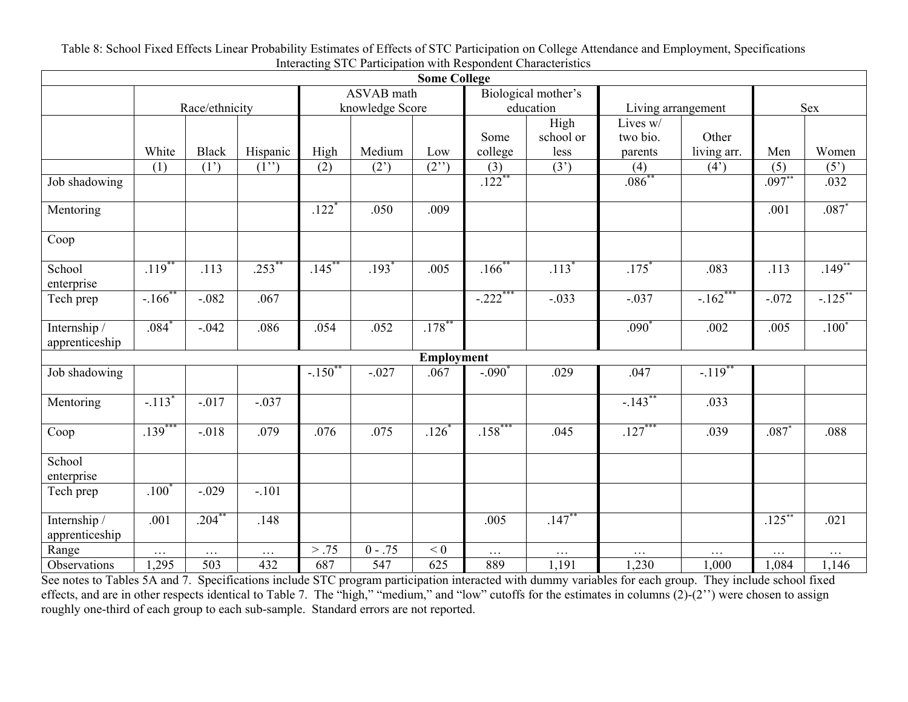Table 8: School Fixed Effects Linear Probability Estimates of Effects of STC Participation on College Attendance and Employment, Specifications Interacting STC Participation with Respondent Characteristics

| | Race/ethnicity | | | ASVAB math knowledge Score | | | Biological mother's education | | Living arrangement | | Sex | |
|---|---|---|---|---|---|---|---|---|---|---|---|---|
| | White | Black | Hispanic | High | Medium | Low | Some college | High school or less | Lives w/ two bio. parents | Other living arr. | Men | Women |
| | (1) | (1') | (1'') | (2) | (2') | (2'') | (3) | (3') | (4) | (4') | (5) | (5') |
| **Some College** | | | | | | | | | | | | |
| Job shadowing | | | | | | | .122** | | .086** | | .097** | .032 |
| Mentoring | | | | .122* | .050 | .009 | | | | | .001 | .087* |
| Coop | | | | | | | | | | | | |
| School enterprise | .119** | .113 | .253** | .145** | .193* | .005 | .166** | .113* | .175* | .083 | .113 | .149** |
| Tech prep | -.166** | -.082 | .067 | | | | -.222*** | -.033 | -.037 | -.162*** | -.072 | -.125** |
| Internship / apprenticeship | .084* | -.042 | .086 | .054 | .052 | .178** | | | .090* | .002 | .005 | .100* |
| **Employment** | | | | | | | | | | | | |
| Job shadowing | | | | -.150** | -.027 | .067 | -.090* | .029 | .047 | -.119** | | |
| Mentoring | -.113* | -.017 | -.037 | | | | | | -.143** | .033 | | |
| Coop | .139*** | -.018 | .079 | .076 | .075 | .126* | .158*** | .045 | .127*** | .039 | .087* | .088 |
| School enterprise | | | | | | | | | | | | |
| Tech prep | .100* | -.029 | -.101 | | | | | | | | | |
| Internship / apprenticeship | .001 | .204** | .148 | | | | .005 | .147** | | | .125** | .021 |
| Range | … | … | … | > .75 | 0 - .75 | < 0 | … | … | … | … | … | … |
| Observations | 1,295 | 503 | 432 | 687 | 547 | 625 | 889 | 1,191 | 1,230 | 1,000 | 1,084 | 1,146 |

See notes to Tables 5A and 7. Specifications include STC program participation interacted with dummy variables for each group. They include school fixed effects, and are in other respects identical to Table 7. The "high," "medium," and "low" cutoffs for the estimates in columns (2)-(2'') were chosen to assign roughly one-third of each group to each sub-sample. Standard errors are not reported.